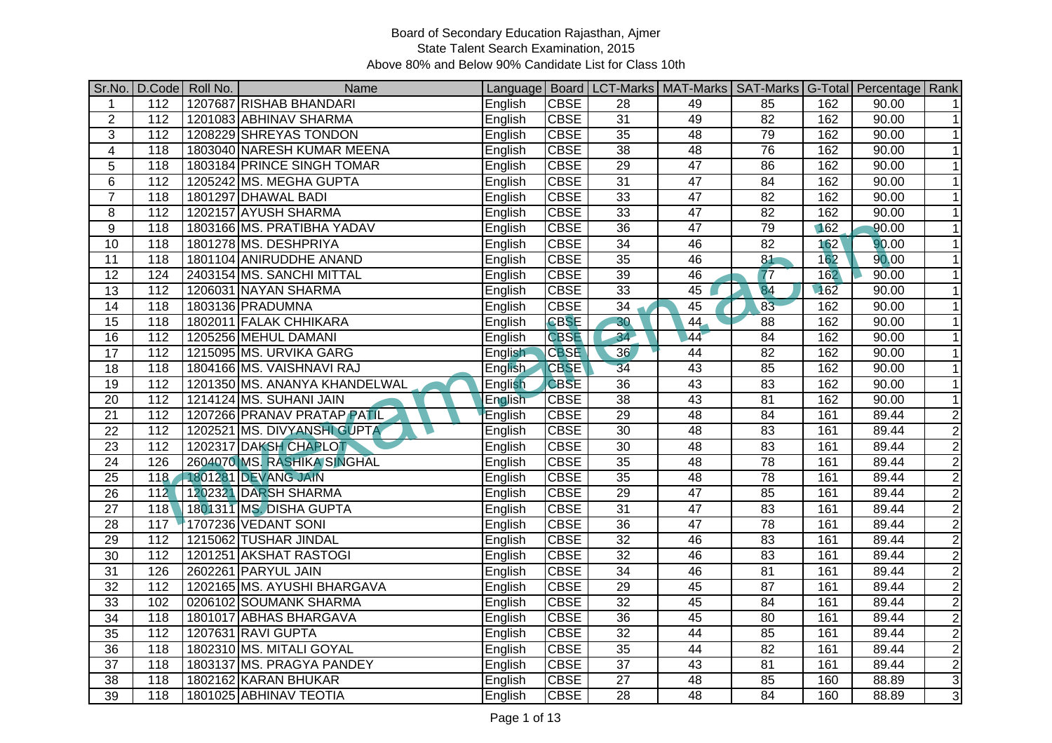# Board of Secondary Education Rajasthan, Ajmer
## State Talent Search Examination, 2015
### Above 80% and Below 90% Candidate List for Class 10th

| Sr.No. | D.Code | Roll No. | Name | Language | Board | LCT-Marks | MAT-Marks | SAT-Marks | G-Total | Percentage | Rank |
|---|---|---|---|---|---|---|---|---|---|---|---|
| 1 | 112 | 1207687 | RISHAB BHANDARI | English | CBSE | 28 | 49 | 85 | 162 | 90.00 | 1 |
| 2 | 112 | 1201083 | ABHINAV SHARMA | English | CBSE | 31 | 49 | 82 | 162 | 90.00 | 1 |
| 3 | 112 | 1208229 | SHREYAS TONDON | English | CBSE | 35 | 48 | 79 | 162 | 90.00 | 1 |
| 4 | 118 | 1803040 | NARESH KUMAR MEENA | English | CBSE | 38 | 48 | 76 | 162 | 90.00 | 1 |
| 5 | 118 | 1803184 | PRINCE SINGH TOMAR | English | CBSE | 29 | 47 | 86 | 162 | 90.00 | 1 |
| 6 | 112 | 1205242 | MS. MEGHA GUPTA | English | CBSE | 31 | 47 | 84 | 162 | 90.00 | 1 |
| 7 | 118 | 1801297 | DHAWAL BADI | English | CBSE | 33 | 47 | 82 | 162 | 90.00 | 1 |
| 8 | 112 | 1202157 | AYUSH SHARMA | English | CBSE | 33 | 47 | 82 | 162 | 90.00 | 1 |
| 9 | 118 | 1803166 | MS. PRATIBHA YADAV | English | CBSE | 36 | 47 | 79 | 162 | 90.00 | 1 |
| 10 | 118 | 1801278 | MS. DESHPRIYA | English | CBSE | 34 | 46 | 82 | 162 | 90.00 | 1 |
| 11 | 118 | 1801104 | ANIRUDDHE ANAND | English | CBSE | 35 | 46 | 81 | 162 | 90.00 | 1 |
| 12 | 124 | 2403154 | MS. SANCHI MITTAL | English | CBSE | 39 | 46 | 77 | 162 | 90.00 | 1 |
| 13 | 112 | 1206031 | NAYAN SHARMA | English | CBSE | 33 | 45 | 84 | 162 | 90.00 | 1 |
| 14 | 118 | 1803136 | PRADUMNA | English | CBSE | 34 | 45 | 83 | 162 | 90.00 | 1 |
| 15 | 118 | 1802011 | FALAK CHHIKARA | English | CBSE | 30 | 44 | 88 | 162 | 90.00 | 1 |
| 16 | 112 | 1205256 | MEHUL DAMANI | English | CBSE | 34 | 44 | 84 | 162 | 90.00 | 1 |
| 17 | 112 | 1215095 | MS. URVIKA GARG | English | CBSE | 36 | 44 | 82 | 162 | 90.00 | 1 |
| 18 | 118 | 1804166 | MS. VAISHNAVI RAJ | English | CBSE | 34 | 43 | 85 | 162 | 90.00 | 1 |
| 19 | 112 | 1201350 | MS. ANANYA KHANDELWAL | English | CBSE | 36 | 43 | 83 | 162 | 90.00 | 1 |
| 20 | 112 | 1214124 | MS. SUHANI JAIN | English | CBSE | 38 | 43 | 81 | 162 | 90.00 | 1 |
| 21 | 112 | 1207266 | PRANAV PRATAP PATIL | English | CBSE | 29 | 48 | 84 | 161 | 89.44 | 2 |
| 22 | 112 | 1202521 | MS. DIVYANSHI GUPTA | English | CBSE | 30 | 48 | 83 | 161 | 89.44 | 2 |
| 23 | 112 | 1202317 | DAKSH CHAPLOT | English | CBSE | 30 | 48 | 83 | 161 | 89.44 | 2 |
| 24 | 126 | 2604070 | MS. RASHIKA SINGHAL | English | CBSE | 35 | 48 | 78 | 161 | 89.44 | 2 |
| 25 | 118 | 1801281 | DEVANG JAIN | English | CBSE | 35 | 48 | 78 | 161 | 89.44 | 2 |
| 26 | 112 | 1202321 | DARSH SHARMA | English | CBSE | 29 | 47 | 85 | 161 | 89.44 | 2 |
| 27 | 118 | 1801311 | MS. DISHA GUPTA | English | CBSE | 31 | 47 | 83 | 161 | 89.44 | 2 |
| 28 | 117 | 1707236 | VEDANT SONI | English | CBSE | 36 | 47 | 78 | 161 | 89.44 | 2 |
| 29 | 112 | 1215062 | TUSHAR JINDAL | English | CBSE | 32 | 46 | 83 | 161 | 89.44 | 2 |
| 30 | 112 | 1201251 | AKSHAT RASTOGI | English | CBSE | 32 | 46 | 83 | 161 | 89.44 | 2 |
| 31 | 126 | 2602261 | PARYUL JAIN | English | CBSE | 34 | 46 | 81 | 161 | 89.44 | 2 |
| 32 | 112 | 1202165 | MS. AYUSHI BHARGAVA | English | CBSE | 29 | 45 | 87 | 161 | 89.44 | 2 |
| 33 | 102 | 0206102 | SOUMANK SHARMA | English | CBSE | 32 | 45 | 84 | 161 | 89.44 | 2 |
| 34 | 118 | 1801017 | ABHAS BHARGAVA | English | CBSE | 36 | 45 | 80 | 161 | 89.44 | 2 |
| 35 | 112 | 1207631 | RAVI GUPTA | English | CBSE | 32 | 44 | 85 | 161 | 89.44 | 2 |
| 36 | 118 | 1802310 | MS. MITALI GOYAL | English | CBSE | 35 | 44 | 82 | 161 | 89.44 | 2 |
| 37 | 118 | 1803137 | MS. PRAGYA PANDEY | English | CBSE | 37 | 43 | 81 | 161 | 89.44 | 2 |
| 38 | 118 | 1802162 | KARAN BHUKAR | English | CBSE | 27 | 48 | 85 | 160 | 88.89 | 3 |
| 39 | 118 | 1801025 | ABHINAV TEOTIA | English | CBSE | 28 | 48 | 84 | 160 | 88.89 | 3 |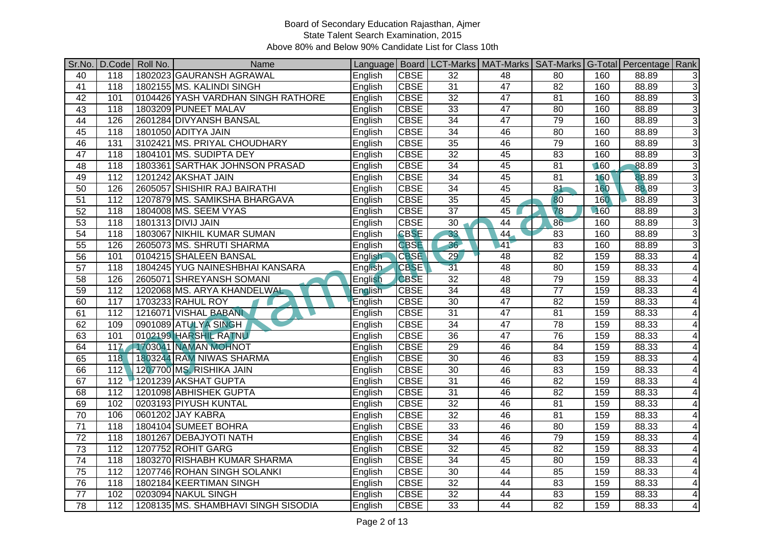# Board of Secondary Education Rajasthan, Ajmer

## State Talent Search Examination, 2015

### Above 80% and Below 90% Candidate List for Class 10th

| Sr.No. | D.Code | Roll No. | Name | Language | Board | LCT-Marks | MAT-Marks | SAT-Marks | G-Total | Percentage | Rank |
|---|---|---|---|---|---|---|---|---|---|---|---|
| 40 | 118 | 1802023 | GAURANSH AGRAWAL | English | CBSE | 32 | 48 | 80 | 160 | 88.89 | 3 |
| 41 | 118 | 1802155 | MS. KALINDI SINGH | English | CBSE | 31 | 47 | 82 | 160 | 88.89 | 3 |
| 42 | 101 | 0104426 | YASH VARDHAN SINGH RATHORE | English | CBSE | 32 | 47 | 81 | 160 | 88.89 | 3 |
| 43 | 118 | 1803209 | PUNEET MALAV | English | CBSE | 33 | 47 | 80 | 160 | 88.89 | 3 |
| 44 | 126 | 2601284 | DIVYANSH BANSAL | English | CBSE | 34 | 47 | 79 | 160 | 88.89 | 3 |
| 45 | 118 | 1801050 | ADITYA JAIN | English | CBSE | 34 | 46 | 80 | 160 | 88.89 | 3 |
| 46 | 131 | 3102421 | MS. PRIYAL CHOUDHARY | English | CBSE | 35 | 46 | 79 | 160 | 88.89 | 3 |
| 47 | 118 | 1804101 | MS. SUDIPTA DEY | English | CBSE | 32 | 45 | 83 | 160 | 88.89 | 3 |
| 48 | 118 | 1803361 | SARTHAK JOHNSON PRASAD | English | CBSE | 34 | 45 | 81 | 160 | 88.89 | 3 |
| 49 | 112 | 1201242 | AKSHAT JAIN | English | CBSE | 34 | 45 | 81 | 160 | 88.89 | 3 |
| 50 | 126 | 2605057 | SHISHIR RAJ BAIRATHI | English | CBSE | 34 | 45 | 81 | 160 | 88.89 | 3 |
| 51 | 112 | 1207879 | MS. SAMIKSHA BHARGAVA | English | CBSE | 35 | 45 | 80 | 160 | 88.89 | 3 |
| 52 | 118 | 1804008 | MS. SEEM VYAS | English | CBSE | 37 | 45 | 78 | 160 | 88.89 | 3 |
| 53 | 118 | 1801313 | DIVIJ JAIN | English | CBSE | 30 | 44 | 86 | 160 | 88.89 | 3 |
| 54 | 118 | 1803067 | NIKHIL KUMAR SUMAN | English | CBSE | 33 | 44 | 83 | 160 | 88.89 | 3 |
| 55 | 126 | 2605073 | MS. SHRUTI SHARMA | English | CBSE | 36 | 41 | 83 | 160 | 88.89 | 3 |
| 56 | 101 | 0104215 | SHALEEN BANSAL | English | CBSE | 29 | 48 | 82 | 159 | 88.33 | 4 |
| 57 | 118 | 1804245 | YUG NAINESHBHAI KANSARA | English | CBSE | 31 | 48 | 80 | 159 | 88.33 | 4 |
| 58 | 126 | 2605071 | SHREYANSH SOMANI | English | CBSE | 32 | 48 | 79 | 159 | 88.33 | 4 |
| 59 | 112 | 1202068 | MS. ARYA KHANDELWAL | English | CBSE | 34 | 48 | 77 | 159 | 88.33 | 4 |
| 60 | 117 | 1703233 | RAHUL ROY | English | CBSE | 30 | 47 | 82 | 159 | 88.33 | 4 |
| 61 | 112 | 1216071 | VISHAL BABANI | English | CBSE | 31 | 47 | 81 | 159 | 88.33 | 4 |
| 62 | 109 | 0901089 | ATULYA SINGH | English | CBSE | 34 | 47 | 78 | 159 | 88.33 | 4 |
| 63 | 101 | 0102199 | HARSHIL RATNU | English | CBSE | 36 | 47 | 76 | 159 | 88.33 | 4 |
| 64 | 117 | 1703041 | NAMAN MOHNOT | English | CBSE | 29 | 46 | 84 | 159 | 88.33 | 4 |
| 65 | 118 | 1803244 | RAM NIWAS SHARMA | English | CBSE | 30 | 46 | 83 | 159 | 88.33 | 4 |
| 66 | 112 | 1207700 | MS. RISHIKA JAIN | English | CBSE | 30 | 46 | 83 | 159 | 88.33 | 4 |
| 67 | 112 | 1201239 | AKSHAT GUPTA | English | CBSE | 31 | 46 | 82 | 159 | 88.33 | 4 |
| 68 | 112 | 1201098 | ABHISHEK GUPTA | English | CBSE | 31 | 46 | 82 | 159 | 88.33 | 4 |
| 69 | 102 | 0203193 | PIYUSH KUNTAL | English | CBSE | 32 | 46 | 81 | 159 | 88.33 | 4 |
| 70 | 106 | 0601202 | JAY KABRA | English | CBSE | 32 | 46 | 81 | 159 | 88.33 | 4 |
| 71 | 118 | 1804104 | SUMEET BOHRA | English | CBSE | 33 | 46 | 80 | 159 | 88.33 | 4 |
| 72 | 118 | 1801267 | DEBAJYOTI NATH | English | CBSE | 34 | 46 | 79 | 159 | 88.33 | 4 |
| 73 | 112 | 1207752 | ROHIT GARG | English | CBSE | 32 | 45 | 82 | 159 | 88.33 | 4 |
| 74 | 118 | 1803270 | RISHABH KUMAR SHARMA | English | CBSE | 34 | 45 | 80 | 159 | 88.33 | 4 |
| 75 | 112 | 1207746 | ROHAN SINGH SOLANKI | English | CBSE | 30 | 44 | 85 | 159 | 88.33 | 4 |
| 76 | 118 | 1802184 | KEERTIMAN SINGH | English | CBSE | 32 | 44 | 83 | 159 | 88.33 | 4 |
| 77 | 102 | 0203094 | NAKUL SINGH | English | CBSE | 32 | 44 | 83 | 159 | 88.33 | 4 |
| 78 | 112 | 1208135 | MS. SHAMBHAVI SINGH SISODIA | English | CBSE | 33 | 44 | 82 | 159 | 88.33 | 4 |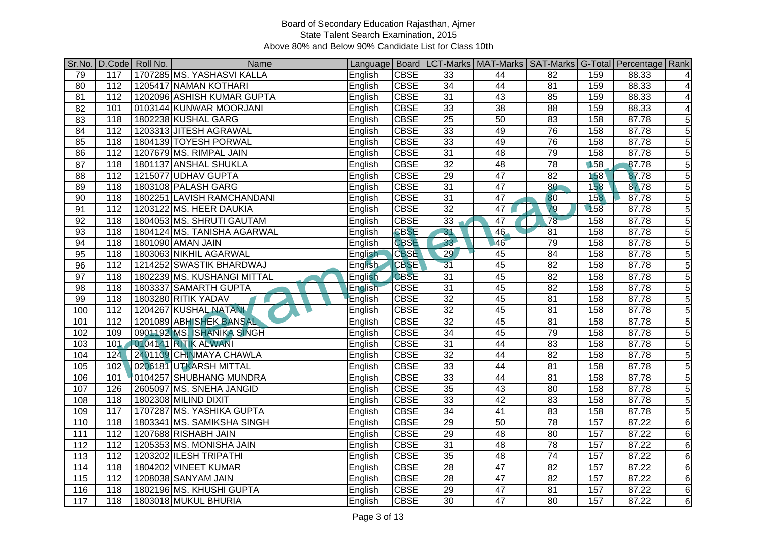Board of Secondary Education Rajasthan, Ajmer
State Talent Search Examination, 2015
Above 80% and Below 90% Candidate List for Class 10th

| Sr.No. | D.Code | Roll No. | Name | Language | Board | LCT-Marks | MAT-Marks | SAT-Marks | G-Total | Percentage | Rank |
|---|---|---|---|---|---|---|---|---|---|---|---|
| 79 | 117 | 1707285 | MS. YASHASVI KALLA | English | CBSE | 33 | 44 | 82 | 159 | 88.33 | 4 |
| 80 | 112 | 1205417 | NAMAN KOTHARI | English | CBSE | 34 | 44 | 81 | 159 | 88.33 | 4 |
| 81 | 112 | 1202096 | ASHISH KUMAR GUPTA | English | CBSE | 31 | 43 | 85 | 159 | 88.33 | 4 |
| 82 | 101 | 0103144 | KUNWAR MOORJANI | English | CBSE | 33 | 38 | 88 | 159 | 88.33 | 4 |
| 83 | 118 | 1802238 | KUSHAL GARG | English | CBSE | 25 | 50 | 83 | 158 | 87.78 | 5 |
| 84 | 112 | 1203313 | JITESH AGRAWAL | English | CBSE | 33 | 49 | 76 | 158 | 87.78 | 5 |
| 85 | 118 | 1804139 | TOYESH PORWAL | English | CBSE | 33 | 49 | 76 | 158 | 87.78 | 5 |
| 86 | 112 | 1207679 | MS. RIMPAL JAIN | English | CBSE | 31 | 48 | 79 | 158 | 87.78 | 5 |
| 87 | 118 | 1801137 | ANSHAL SHUKLA | English | CBSE | 32 | 48 | 78 | 158 | 87.78 | 5 |
| 88 | 112 | 1215077 | UDHAV GUPTA | English | CBSE | 29 | 47 | 82 | 158 | 87.78 | 5 |
| 89 | 118 | 1803108 | PALASH GARG | English | CBSE | 31 | 47 | 80 | 158 | 87.78 | 5 |
| 90 | 118 | 1802251 | LAVISH RAMCHANDANI | English | CBSE | 31 | 47 | 80 | 158 | 87.78 | 5 |
| 91 | 112 | 1203122 | MS. HEER DAUKIA | English | CBSE | 32 | 47 | 79 | 158 | 87.78 | 5 |
| 92 | 118 | 1804053 | MS. SHRUTI GAUTAM | English | CBSE | 33 | 47 | 78 | 158 | 87.78 | 5 |
| 93 | 118 | 1804124 | MS. TANISHA AGARWAL | English | CBSE | 31 | 46 | 81 | 158 | 87.78 | 5 |
| 94 | 118 | 1801090 | AMAN JAIN | English | CBSE | 33 | 46 | 79 | 158 | 87.78 | 5 |
| 95 | 118 | 1803063 | NIKHIL AGARWAL | English | CBSE | 29 | 45 | 84 | 158 | 87.78 | 5 |
| 96 | 112 | 1214252 | SWASTIK BHARDWAJ | English | CBSE | 31 | 45 | 82 | 158 | 87.78 | 5 |
| 97 | 118 | 1802239 | MS. KUSHANGI MITTAL | English | CBSE | 31 | 45 | 82 | 158 | 87.78 | 5 |
| 98 | 118 | 1803337 | SAMARTH GUPTA | English | CBSE | 31 | 45 | 82 | 158 | 87.78 | 5 |
| 99 | 118 | 1803280 | RITIK YADAV | English | CBSE | 32 | 45 | 81 | 158 | 87.78 | 5 |
| 100 | 112 | 1204267 | KUSHAL NATANI | English | CBSE | 32 | 45 | 81 | 158 | 87.78 | 5 |
| 101 | 112 | 1201089 | ABHISHEK BANSAL | English | CBSE | 32 | 45 | 81 | 158 | 87.78 | 5 |
| 102 | 109 | 0901192 | MS. ISHANIKA SINGH | English | CBSE | 34 | 45 | 79 | 158 | 87.78 | 5 |
| 103 | 101 | 0104141 | RITIK ALWANI | English | CBSE | 31 | 44 | 83 | 158 | 87.78 | 5 |
| 104 | 124 | 2401109 | CHINMAYA CHAWLA | English | CBSE | 32 | 44 | 82 | 158 | 87.78 | 5 |
| 105 | 102 | 0206181 | UTKARSH MITTAL | English | CBSE | 33 | 44 | 81 | 158 | 87.78 | 5 |
| 106 | 101 | 0104257 | SHUBHANG MUNDRA | English | CBSE | 33 | 44 | 81 | 158 | 87.78 | 5 |
| 107 | 126 | 2605097 | MS. SNEHA JANGID | English | CBSE | 35 | 43 | 80 | 158 | 87.78 | 5 |
| 108 | 118 | 1802308 | MILIND DIXIT | English | CBSE | 33 | 42 | 83 | 158 | 87.78 | 5 |
| 109 | 117 | 1707287 | MS. YASHIKA GUPTA | English | CBSE | 34 | 41 | 83 | 158 | 87.78 | 5 |
| 110 | 118 | 1803341 | MS. SAMIKSHA SINGH | English | CBSE | 29 | 50 | 78 | 157 | 87.22 | 6 |
| 111 | 112 | 1207688 | RISHABH JAIN | English | CBSE | 29 | 48 | 80 | 157 | 87.22 | 6 |
| 112 | 112 | 1205353 | MS. MONISHA JAIN | English | CBSE | 31 | 48 | 78 | 157 | 87.22 | 6 |
| 113 | 112 | 1203202 | ILESH TRIPATHI | English | CBSE | 35 | 48 | 74 | 157 | 87.22 | 6 |
| 114 | 118 | 1804202 | VINEET KUMAR | English | CBSE | 28 | 47 | 82 | 157 | 87.22 | 6 |
| 115 | 112 | 1208038 | SANYAM JAIN | English | CBSE | 28 | 47 | 82 | 157 | 87.22 | 6 |
| 116 | 118 | 1802196 | MS. KHUSHI GUPTA | English | CBSE | 29 | 47 | 81 | 157 | 87.22 | 6 |
| 117 | 118 | 1803018 | MUKUL BHURIA | English | CBSE | 30 | 47 | 80 | 157 | 87.22 | 6 |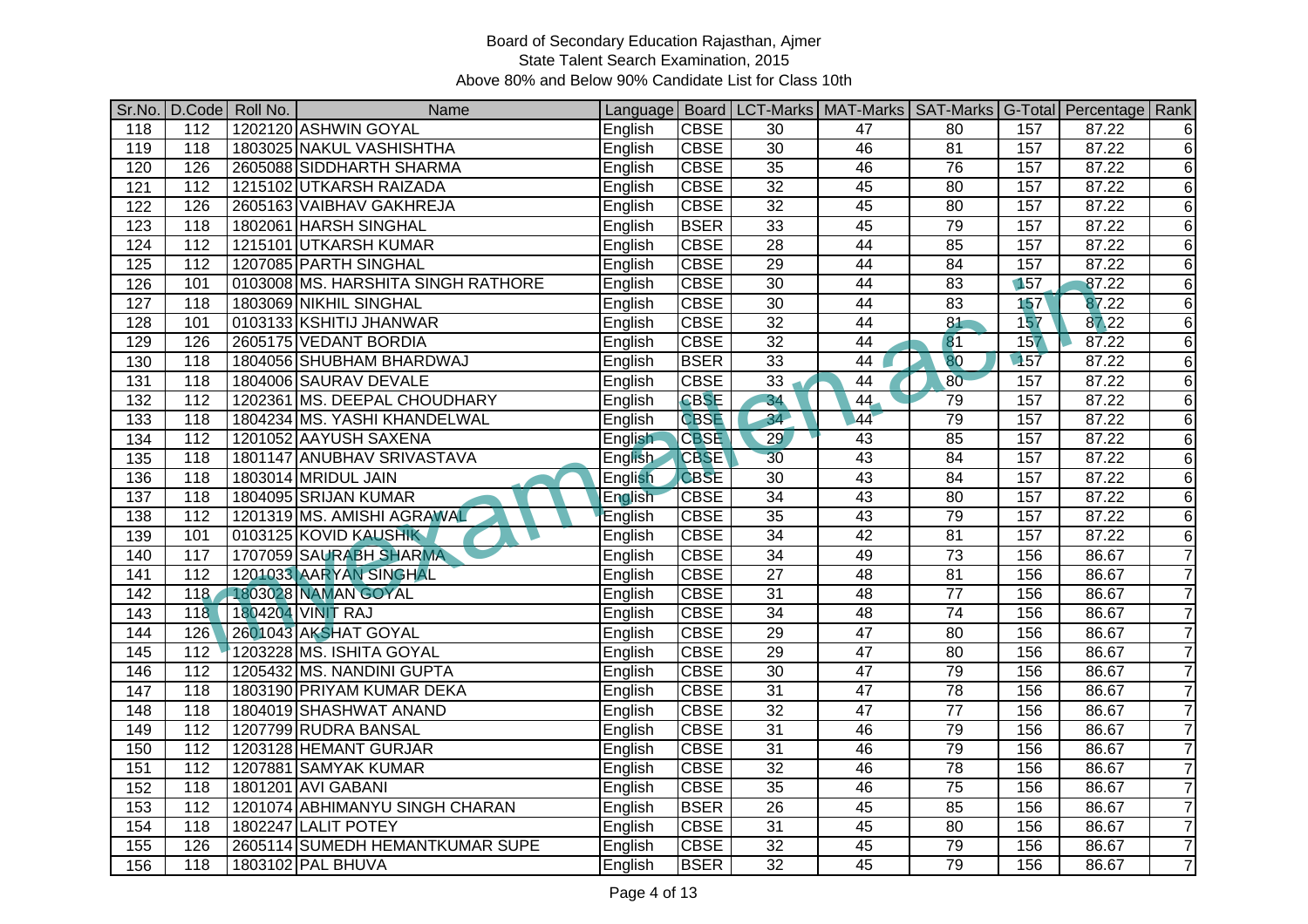Board of Secondary Education Rajasthan, Ajmer
State Talent Search Examination, 2015
Above 80% and Below 90% Candidate List for Class 10th

| Sr.No. | D.Code | Roll No. | Name | Language | Board | LCT-Marks | MAT-Marks | SAT-Marks | G-Total | Percentage | Rank |
|---|---|---|---|---|---|---|---|---|---|---|---|
| 118 | 112 | 1202120 | ASHWIN GOYAL | English | CBSE | 30 | 47 | 80 | 157 | 87.22 | 6 |
| 119 | 118 | 1803025 | NAKUL VASHISHTHA | English | CBSE | 30 | 46 | 81 | 157 | 87.22 | 6 |
| 120 | 126 | 2605088 | SIDDHARTH SHARMA | English | CBSE | 35 | 46 | 76 | 157 | 87.22 | 6 |
| 121 | 112 | 1215102 | UTKARSH RAIZADA | English | CBSE | 32 | 45 | 80 | 157 | 87.22 | 6 |
| 122 | 126 | 2605163 | VAIBHAV GAKHREJA | English | CBSE | 32 | 45 | 80 | 157 | 87.22 | 6 |
| 123 | 118 | 1802061 | HARSH SINGHAL | English | BSER | 33 | 45 | 79 | 157 | 87.22 | 6 |
| 124 | 112 | 1215101 | UTKARSH KUMAR | English | CBSE | 28 | 44 | 85 | 157 | 87.22 | 6 |
| 125 | 112 | 1207085 | PARTH SINGHAL | English | CBSE | 29 | 44 | 84 | 157 | 87.22 | 6 |
| 126 | 101 | 0103008 | MS. HARSHITA SINGH RATHORE | English | CBSE | 30 | 44 | 83 | 157 | 87.22 | 6 |
| 127 | 118 | 1803069 | NIKHIL SINGHAL | English | CBSE | 30 | 44 | 83 | 157 | 87.22 | 6 |
| 128 | 101 | 0103133 | KSHITIJ JHANWAR | English | CBSE | 32 | 44 | 81 | 157 | 87.22 | 6 |
| 129 | 126 | 2605175 | VEDANT BORDIA | English | CBSE | 32 | 44 | 81 | 157 | 87.22 | 6 |
| 130 | 118 | 1804056 | SHUBHAM BHARDWAJ | English | BSER | 33 | 44 | 80 | 157 | 87.22 | 6 |
| 131 | 118 | 1804006 | SAURAV DEVALE | English | CBSE | 33 | 44 | 80 | 157 | 87.22 | 6 |
| 132 | 112 | 1202361 | MS. DEEPAL CHOUDHARY | English | CBSE | 34 | 44 | 79 | 157 | 87.22 | 6 |
| 133 | 118 | 1804234 | MS. YASHI KHANDELWAL | English | CBSE | 34 | 44 | 79 | 157 | 87.22 | 6 |
| 134 | 112 | 1201052 | AAYUSH SAXENA | English | CBSE | 29 | 43 | 85 | 157 | 87.22 | 6 |
| 135 | 118 | 1801147 | ANUBHAV SRIVASTAVA | English | CBSE | 30 | 43 | 84 | 157 | 87.22 | 6 |
| 136 | 118 | 1803014 | MRIDUL JAIN | English | CBSE | 30 | 43 | 84 | 157 | 87.22 | 6 |
| 137 | 118 | 1804095 | SRIJAN KUMAR | English | CBSE | 34 | 43 | 80 | 157 | 87.22 | 6 |
| 138 | 112 | 1201319 | MS. AMISHI AGRAWAL | English | CBSE | 35 | 43 | 79 | 157 | 87.22 | 6 |
| 139 | 101 | 0103125 | KOVID KAUSHIK | English | CBSE | 34 | 42 | 81 | 157 | 87.22 | 6 |
| 140 | 117 | 1707059 | SAURABH SHARMA | English | CBSE | 34 | 49 | 73 | 156 | 86.67 | 7 |
| 141 | 112 | 1201033 | AARYAN SINGHAL | English | CBSE | 27 | 48 | 81 | 156 | 86.67 | 7 |
| 142 | 118 | 1803028 | NAMAN GOYAL | English | CBSE | 31 | 48 | 77 | 156 | 86.67 | 7 |
| 143 | 118 | 1804204 | VINIT RAJ | English | CBSE | 34 | 48 | 74 | 156 | 86.67 | 7 |
| 144 | 126 | 2601043 | AKSHAT GOYAL | English | CBSE | 29 | 47 | 80 | 156 | 86.67 | 7 |
| 145 | 112 | 1203228 | MS. ISHITA GOYAL | English | CBSE | 29 | 47 | 80 | 156 | 86.67 | 7 |
| 146 | 112 | 1205432 | MS. NANDINI GUPTA | English | CBSE | 30 | 47 | 79 | 156 | 86.67 | 7 |
| 147 | 118 | 1803190 | PRIYAM KUMAR DEKA | English | CBSE | 31 | 47 | 78 | 156 | 86.67 | 7 |
| 148 | 118 | 1804019 | SHASHWAT ANAND | English | CBSE | 32 | 47 | 77 | 156 | 86.67 | 7 |
| 149 | 112 | 1207799 | RUDRA BANSAL | English | CBSE | 31 | 46 | 79 | 156 | 86.67 | 7 |
| 150 | 112 | 1203128 | HEMANT GURJAR | English | CBSE | 31 | 46 | 79 | 156 | 86.67 | 7 |
| 151 | 112 | 1207881 | SAMYAK KUMAR | English | CBSE | 32 | 46 | 78 | 156 | 86.67 | 7 |
| 152 | 118 | 1801201 | AVI GABANI | English | CBSE | 35 | 46 | 75 | 156 | 86.67 | 7 |
| 153 | 112 | 1201074 | ABHIMANYU SINGH CHARAN | English | BSER | 26 | 45 | 85 | 156 | 86.67 | 7 |
| 154 | 118 | 1802247 | LALIT POTEY | English | CBSE | 31 | 45 | 80 | 156 | 86.67 | 7 |
| 155 | 126 | 2605114 | SUMEDH HEMANTKUMAR SUPE | English | CBSE | 32 | 45 | 79 | 156 | 86.67 | 7 |
| 156 | 118 | 1803102 | PAL BHUVA | English | BSER | 32 | 45 | 79 | 156 | 86.67 | 7 |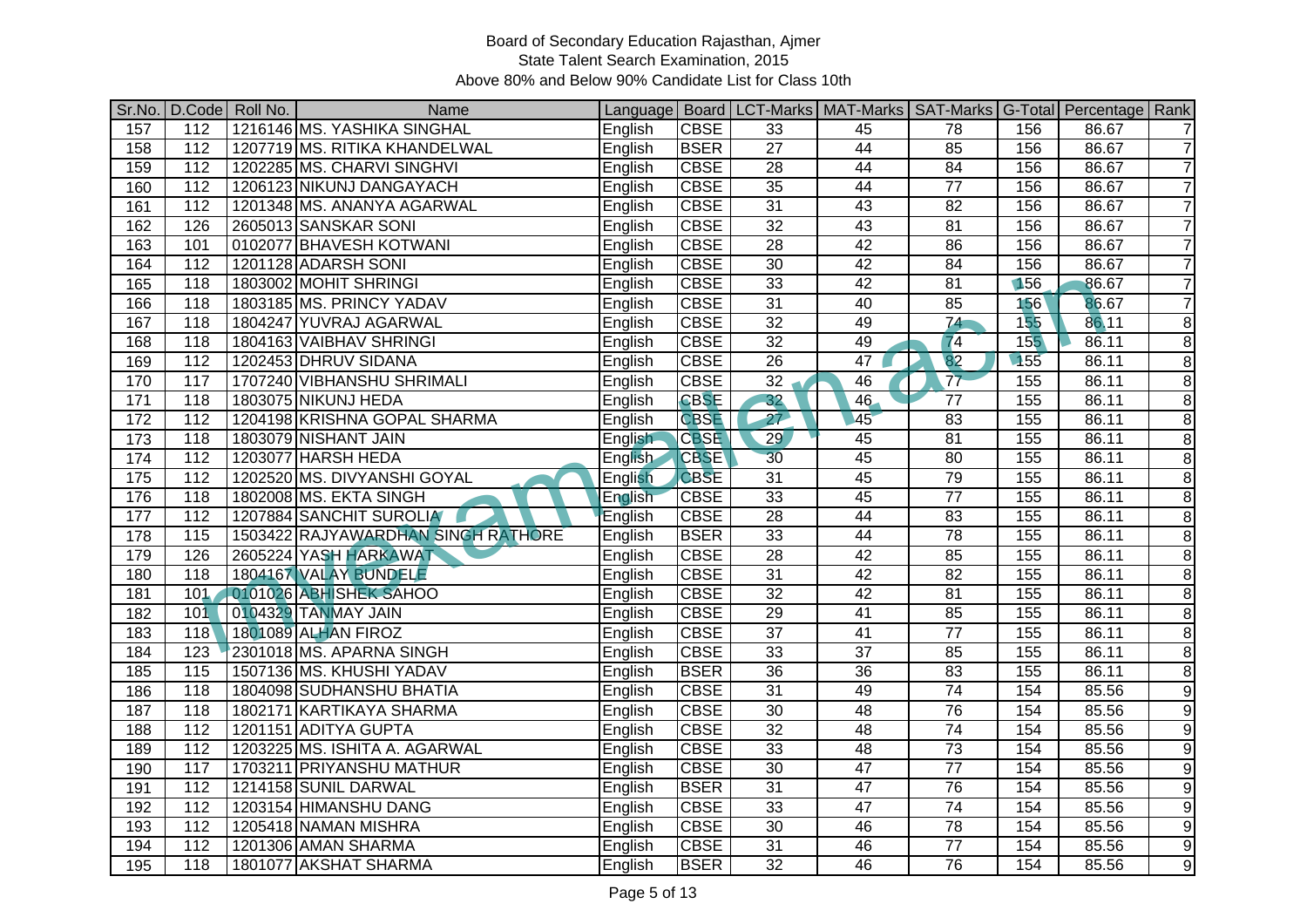Board of Secondary Education Rajasthan, Ajmer
State Talent Search Examination, 2015
Above 80% and Below 90% Candidate List for Class 10th

| Sr.No. | D.Code | Roll No. | Name | Language | Board | LCT-Marks | MAT-Marks | SAT-Marks | G-Total | Percentage | Rank |
|---|---|---|---|---|---|---|---|---|---|---|---|
| 157 | 112 | 1216146 | MS. YASHIKA SINGHAL | English | CBSE | 33 | 45 | 78 | 156 | 86.67 | 7 |
| 158 | 112 | 1207719 | MS. RITIKA KHANDELWAL | English | BSER | 27 | 44 | 85 | 156 | 86.67 | 7 |
| 159 | 112 | 1202285 | MS. CHARVI SINGHVI | English | CBSE | 28 | 44 | 84 | 156 | 86.67 | 7 |
| 160 | 112 | 1206123 | NIKUNJ DANGAYACH | English | CBSE | 35 | 44 | 77 | 156 | 86.67 | 7 |
| 161 | 112 | 1201348 | MS. ANANYA AGARWAL | English | CBSE | 31 | 43 | 82 | 156 | 86.67 | 7 |
| 162 | 126 | 2605013 | SANSKAR SONI | English | CBSE | 32 | 43 | 81 | 156 | 86.67 | 7 |
| 163 | 101 | 0102077 | BHAVESH KOTWANI | English | CBSE | 28 | 42 | 86 | 156 | 86.67 | 7 |
| 164 | 112 | 1201128 | ADARSH SONI | English | CBSE | 30 | 42 | 84 | 156 | 86.67 | 7 |
| 165 | 118 | 1803002 | MOHIT SHRINGI | English | CBSE | 33 | 42 | 81 | 156 | 86.67 | 7 |
| 166 | 118 | 1803185 | MS. PRINCY YADAV | English | CBSE | 31 | 40 | 85 | 156 | 86.67 | 7 |
| 167 | 118 | 1804247 | YUVRAJ AGARWAL | English | CBSE | 32 | 49 | 74 | 155 | 86.11 | 8 |
| 168 | 118 | 1804163 | VAIBHAV SHRINGI | English | CBSE | 32 | 49 | 74 | 155 | 86.11 | 8 |
| 169 | 112 | 1202453 | DHRUV SIDANA | English | CBSE | 26 | 47 | 82 | 155 | 86.11 | 8 |
| 170 | 117 | 1707240 | VIBHANSHU SHRIMALI | English | CBSE | 32 | 46 | 77 | 155 | 86.11 | 8 |
| 171 | 118 | 1803075 | NIKUNJ HEDA | English | CBSE | 32 | 46 | 77 | 155 | 86.11 | 8 |
| 172 | 112 | 1204198 | KRISHNA GOPAL SHARMA | English | CBSE | 27 | 45 | 83 | 155 | 86.11 | 8 |
| 173 | 118 | 1803079 | NISHANT JAIN | English | CBSE | 29 | 45 | 81 | 155 | 86.11 | 8 |
| 174 | 112 | 1203077 | HARSH HEDA | English | CBSE | 30 | 45 | 80 | 155 | 86.11 | 8 |
| 175 | 112 | 1202520 | MS. DIVYANSHI GOYAL | English | CBSE | 31 | 45 | 79 | 155 | 86.11 | 8 |
| 176 | 118 | 1802008 | MS. EKTA SINGH | English | CBSE | 33 | 45 | 77 | 155 | 86.11 | 8 |
| 177 | 112 | 1207884 | SANCHIT SUROLIA | English | CBSE | 28 | 44 | 83 | 155 | 86.11 | 8 |
| 178 | 115 | 1503422 | RAJYAWARDHAN SINGH RATHORE | English | BSER | 33 | 44 | 78 | 155 | 86.11 | 8 |
| 179 | 126 | 2605224 | YASH HARKAWAT | English | CBSE | 28 | 42 | 85 | 155 | 86.11 | 8 |
| 180 | 118 | 1804167 | VALAY BUNDELE | English | CBSE | 31 | 42 | 82 | 155 | 86.11 | 8 |
| 181 | 101 | 0101026 | ABHISHEK SAHOO | English | CBSE | 32 | 42 | 81 | 155 | 86.11 | 8 |
| 182 | 101 | 0104329 | TANMAY JAIN | English | CBSE | 29 | 41 | 85 | 155 | 86.11 | 8 |
| 183 | 118 | 1801089 | ALHAN FIROZ | English | CBSE | 37 | 41 | 77 | 155 | 86.11 | 8 |
| 184 | 123 | 2301018 | MS. APARNA SINGH | English | CBSE | 33 | 37 | 85 | 155 | 86.11 | 8 |
| 185 | 115 | 1507136 | MS. KHUSHI YADAV | English | BSER | 36 | 36 | 83 | 155 | 86.11 | 8 |
| 186 | 118 | 1804098 | SUDHANSHU BHATIA | English | CBSE | 31 | 49 | 74 | 154 | 85.56 | 9 |
| 187 | 118 | 1802171 | KARTIKAYA SHARMA | English | CBSE | 30 | 48 | 76 | 154 | 85.56 | 9 |
| 188 | 112 | 1201151 | ADITYA GUPTA | English | CBSE | 32 | 48 | 74 | 154 | 85.56 | 9 |
| 189 | 112 | 1203225 | MS. ISHITA A. AGARWAL | English | CBSE | 33 | 48 | 73 | 154 | 85.56 | 9 |
| 190 | 117 | 1703211 | PRIYANSHU MATHUR | English | CBSE | 30 | 47 | 77 | 154 | 85.56 | 9 |
| 191 | 112 | 1214158 | SUNIL DARWAL | English | BSER | 31 | 47 | 76 | 154 | 85.56 | 9 |
| 192 | 112 | 1203154 | HIMANSHU DANG | English | CBSE | 33 | 47 | 74 | 154 | 85.56 | 9 |
| 193 | 112 | 1205418 | NAMAN MISHRA | English | CBSE | 30 | 46 | 78 | 154 | 85.56 | 9 |
| 194 | 112 | 1201306 | AMAN SHARMA | English | CBSE | 31 | 46 | 77 | 154 | 85.56 | 9 |
| 195 | 118 | 1801077 | AKSHAT SHARMA | English | BSER | 32 | 46 | 76 | 154 | 85.56 | 9 |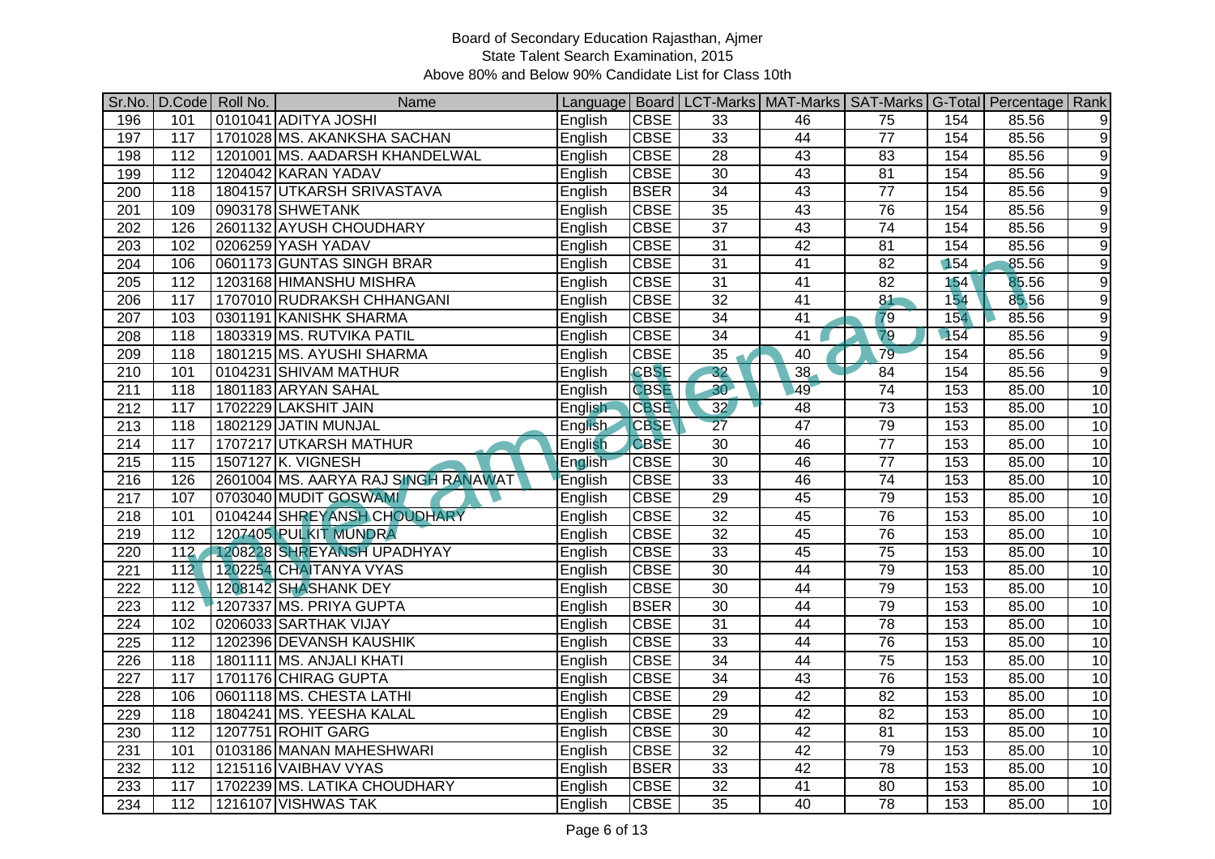Board of Secondary Education Rajasthan, Ajmer

State Talent Search Examination, 2015

Above 80% and Below 90% Candidate List for Class 10th

| Sr.No. | D.Code | Roll No. | Name | Language | Board | LCT-Marks | MAT-Marks | SAT-Marks | G-Total | Percentage | Rank |
|---|---|---|---|---|---|---|---|---|---|---|---|
| 196 | 101 | 0101041 | ADITYA JOSHI | English | CBSE | 33 | 46 | 75 | 154 | 85.56 | 9 |
| 197 | 117 | 1701028 | MS. AKANKSHA SACHAN | English | CBSE | 33 | 44 | 77 | 154 | 85.56 | 9 |
| 198 | 112 | 1201001 | MS. AADARSH KHANDELWAL | English | CBSE | 28 | 43 | 83 | 154 | 85.56 | 9 |
| 199 | 112 | 1204042 | KARAN YADAV | English | CBSE | 30 | 43 | 81 | 154 | 85.56 | 9 |
| 200 | 118 | 1804157 | UTKARSH SRIVASTAVA | English | BSER | 34 | 43 | 77 | 154 | 85.56 | 9 |
| 201 | 109 | 0903178 | SHWETANK | English | CBSE | 35 | 43 | 76 | 154 | 85.56 | 9 |
| 202 | 126 | 2601132 | AYUSH CHOUDHARY | English | CBSE | 37 | 43 | 74 | 154 | 85.56 | 9 |
| 203 | 102 | 0206259 | YASH YADAV | English | CBSE | 31 | 42 | 81 | 154 | 85.56 | 9 |
| 204 | 106 | 0601173 | GUNTAS SINGH BRAR | English | CBSE | 31 | 41 | 82 | 154 | 85.56 | 9 |
| 205 | 112 | 1203168 | HIMANSHU MISHRA | English | CBSE | 31 | 41 | 82 | 154 | 85.56 | 9 |
| 206 | 117 | 1707010 | RUDRAKSH CHHANGANI | English | CBSE | 32 | 41 | 81 | 154 | 85.56 | 9 |
| 207 | 103 | 0301191 | KANISHK SHARMA | English | CBSE | 34 | 41 | 79 | 154 | 85.56 | 9 |
| 208 | 118 | 1803319 | MS. RUTVIKA PATIL | English | CBSE | 34 | 41 | 79 | 154 | 85.56 | 9 |
| 209 | 118 | 1801215 | MS. AYUSHI SHARMA | English | CBSE | 35 | 40 | 79 | 154 | 85.56 | 9 |
| 210 | 101 | 0104231 | SHIVAM MATHUR | English | CBSE | 32 | 38 | 84 | 154 | 85.56 | 9 |
| 211 | 118 | 1801183 | ARYAN SAHAL | English | CBSE | 30 | 49 | 74 | 153 | 85.00 | 10 |
| 212 | 117 | 1702229 | LAKSHIT JAIN | English | CBSE | 32 | 48 | 73 | 153 | 85.00 | 10 |
| 213 | 118 | 1802129 | JATIN MUNJAL | English | CBSE | 27 | 47 | 79 | 153 | 85.00 | 10 |
| 214 | 117 | 1707217 | UTKARSH MATHUR | English | CBSE | 30 | 46 | 77 | 153 | 85.00 | 10 |
| 215 | 115 | 1507127 | K. VIGNESH | English | CBSE | 30 | 46 | 77 | 153 | 85.00 | 10 |
| 216 | 126 | 2601004 | MS. AARYA RAJ SINGH RANAWAT | English | CBSE | 33 | 46 | 74 | 153 | 85.00 | 10 |
| 217 | 107 | 0703040 | MUDIT GOSWAMI | English | CBSE | 29 | 45 | 79 | 153 | 85.00 | 10 |
| 218 | 101 | 0104244 | SHREYANSH CHOUDHARY | English | CBSE | 32 | 45 | 76 | 153 | 85.00 | 10 |
| 219 | 112 | 1207405 | PULKIT MUNDRA | English | CBSE | 32 | 45 | 76 | 153 | 85.00 | 10 |
| 220 | 112 | 1208228 | SHREYANSH UPADHYAY | English | CBSE | 33 | 45 | 75 | 153 | 85.00 | 10 |
| 221 | 112 | 1202254 | CHAITANYA VYAS | English | CBSE | 30 | 44 | 79 | 153 | 85.00 | 10 |
| 222 | 112 | 1208142 | SHASHANK DEY | English | CBSE | 30 | 44 | 79 | 153 | 85.00 | 10 |
| 223 | 112 | 1207337 | MS. PRIYA GUPTA | English | BSER | 30 | 44 | 79 | 153 | 85.00 | 10 |
| 224 | 102 | 0206033 | SARTHAK VIJAY | English | CBSE | 31 | 44 | 78 | 153 | 85.00 | 10 |
| 225 | 112 | 1202396 | DEVANSH KAUSHIK | English | CBSE | 33 | 44 | 76 | 153 | 85.00 | 10 |
| 226 | 118 | 1801111 | MS. ANJALI KHATI | English | CBSE | 34 | 44 | 75 | 153 | 85.00 | 10 |
| 227 | 117 | 1701176 | CHIRAG GUPTA | English | CBSE | 34 | 43 | 76 | 153 | 85.00 | 10 |
| 228 | 106 | 0601118 | MS. CHESTA LATHI | English | CBSE | 29 | 42 | 82 | 153 | 85.00 | 10 |
| 229 | 118 | 1804241 | MS. YEESHA KALAL | English | CBSE | 29 | 42 | 82 | 153 | 85.00 | 10 |
| 230 | 112 | 1207751 | ROHIT GARG | English | CBSE | 30 | 42 | 81 | 153 | 85.00 | 10 |
| 231 | 101 | 0103186 | MANAN MAHESHWARI | English | CBSE | 32 | 42 | 79 | 153 | 85.00 | 10 |
| 232 | 112 | 1215116 | VAIBHAV VYAS | English | BSER | 33 | 42 | 78 | 153 | 85.00 | 10 |
| 233 | 117 | 1702239 | MS. LATIKA CHOUDHARY | English | CBSE | 32 | 41 | 80 | 153 | 85.00 | 10 |
| 234 | 112 | 1216107 | VISHWAS TAK | English | CBSE | 35 | 40 | 78 | 153 | 85.00 | 10 |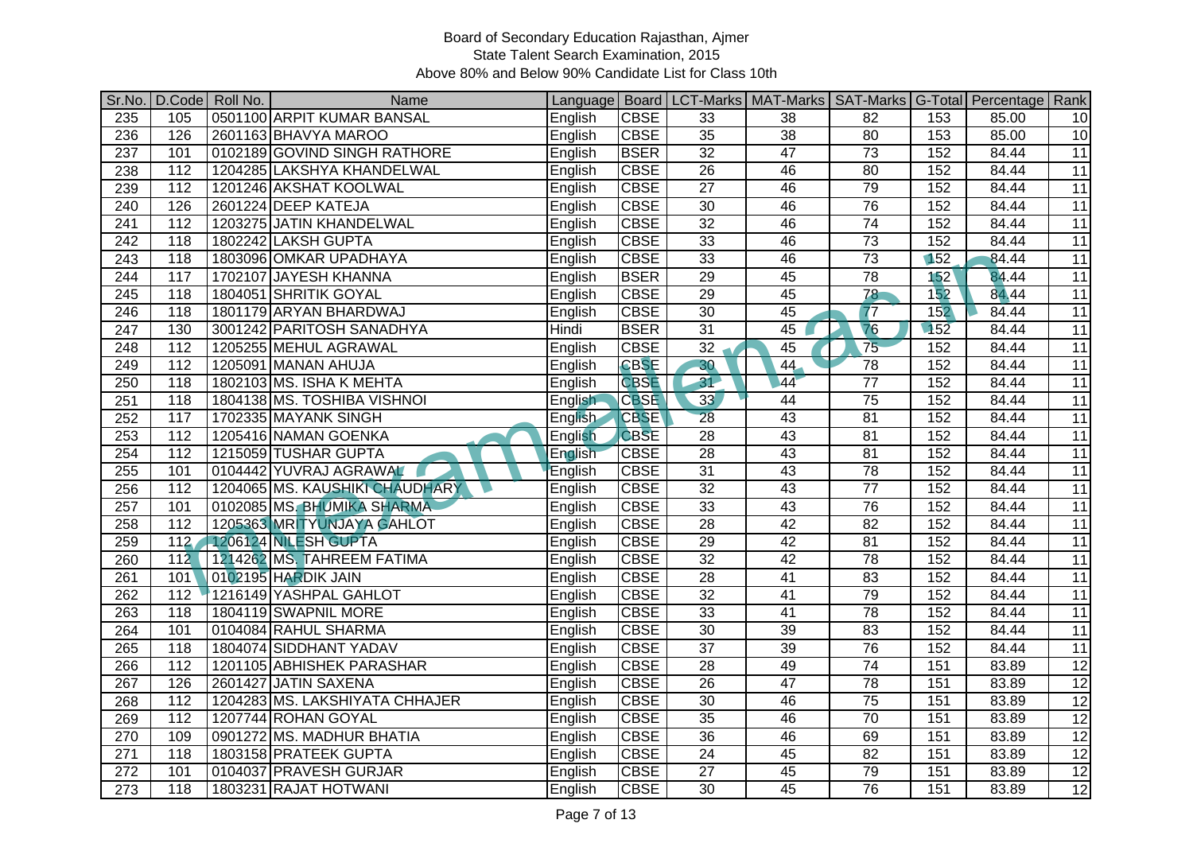Board of Secondary Education Rajasthan, Ajmer
State Talent Search Examination, 2015
Above 80% and Below 90% Candidate List for Class 10th

| Sr.No. | D.Code | Roll No. | Name | Language | Board | LCT-Marks | MAT-Marks | SAT-Marks | G-Total | Percentage | Rank |
|---|---|---|---|---|---|---|---|---|---|---|---|
| 235 | 105 | 0501100 | ARPIT KUMAR BANSAL | English | CBSE | 33 | 38 | 82 | 153 | 85.00 | 10 |
| 236 | 126 | 2601163 | BHAVYA MAROO | English | CBSE | 35 | 38 | 80 | 153 | 85.00 | 10 |
| 237 | 101 | 0102189 | GOVIND SINGH RATHORE | English | BSER | 32 | 47 | 73 | 152 | 84.44 | 11 |
| 238 | 112 | 1204285 | LAKSHYA KHANDELWAL | English | CBSE | 26 | 46 | 80 | 152 | 84.44 | 11 |
| 239 | 112 | 1201246 | AKSHAT KOOLWAL | English | CBSE | 27 | 46 | 79 | 152 | 84.44 | 11 |
| 240 | 126 | 2601224 | DEEP KATEJA | English | CBSE | 30 | 46 | 76 | 152 | 84.44 | 11 |
| 241 | 112 | 1203275 | JATIN KHANDELWAL | English | CBSE | 32 | 46 | 74 | 152 | 84.44 | 11 |
| 242 | 118 | 1802242 | LAKSH GUPTA | English | CBSE | 33 | 46 | 73 | 152 | 84.44 | 11 |
| 243 | 118 | 1803096 | OMKAR UPADHAYA | English | CBSE | 33 | 46 | 73 | 152 | 84.44 | 11 |
| 244 | 117 | 1702107 | JAYESH KHANNA | English | BSER | 29 | 45 | 78 | 152 | 84.44 | 11 |
| 245 | 118 | 1804051 | SHRITIK GOYAL | English | CBSE | 29 | 45 | 78 | 152 | 84.44 | 11 |
| 246 | 118 | 1801179 | ARYAN BHARDWAJ | English | CBSE | 30 | 45 | 77 | 152 | 84.44 | 11 |
| 247 | 130 | 3001242 | PARITOSH SANADHYA | Hindi | BSER | 31 | 45 | 76 | 152 | 84.44 | 11 |
| 248 | 112 | 1205255 | MEHUL AGRAWAL | English | CBSE | 32 | 45 | 75 | 152 | 84.44 | 11 |
| 249 | 112 | 1205091 | MANAN AHUJA | English | CBSE | 30 | 44 | 78 | 152 | 84.44 | 11 |
| 250 | 118 | 1802103 | MS. ISHA K MEHTA | English | CBSE | 31 | 44 | 77 | 152 | 84.44 | 11 |
| 251 | 118 | 1804138 | MS. TOSHIBA VISHNOI | English | CBSE | 33 | 44 | 75 | 152 | 84.44 | 11 |
| 252 | 117 | 1702335 | MAYANK SINGH | English | CBSE | 28 | 43 | 81 | 152 | 84.44 | 11 |
| 253 | 112 | 1205416 | NAMAN GOENKA | English | CBSE | 28 | 43 | 81 | 152 | 84.44 | 11 |
| 254 | 112 | 1215059 | TUSHAR GUPTA | English | CBSE | 28 | 43 | 81 | 152 | 84.44 | 11 |
| 255 | 101 | 0104442 | YUVRAJ AGRAWAL | English | CBSE | 31 | 43 | 78 | 152 | 84.44 | 11 |
| 256 | 112 | 1204065 | MS. KAUSHIKI CHAUDHARY | English | CBSE | 32 | 43 | 77 | 152 | 84.44 | 11 |
| 257 | 101 | 0102085 | MS. BHUMIKA SHARMA | English | CBSE | 33 | 43 | 76 | 152 | 84.44 | 11 |
| 258 | 112 | 1205363 | MRITYUNJAYA GAHLOT | English | CBSE | 28 | 42 | 82 | 152 | 84.44 | 11 |
| 259 | 112 | 1206124 | NILESH GUPTA | English | CBSE | 29 | 42 | 81 | 152 | 84.44 | 11 |
| 260 | 112 | 1214262 | MS. TAHREEM FATIMA | English | CBSE | 32 | 42 | 78 | 152 | 84.44 | 11 |
| 261 | 101 | 0102195 | HARDIK JAIN | English | CBSE | 28 | 41 | 83 | 152 | 84.44 | 11 |
| 262 | 112 | 1216149 | YASHPAL GAHLOT | English | CBSE | 32 | 41 | 79 | 152 | 84.44 | 11 |
| 263 | 118 | 1804119 | SWAPNIL MORE | English | CBSE | 33 | 41 | 78 | 152 | 84.44 | 11 |
| 264 | 101 | 0104084 | RAHUL SHARMA | English | CBSE | 30 | 39 | 83 | 152 | 84.44 | 11 |
| 265 | 118 | 1804074 | SIDDHANT YADAV | English | CBSE | 37 | 39 | 76 | 152 | 84.44 | 11 |
| 266 | 112 | 1201105 | ABHISHEK PARASHAR | English | CBSE | 28 | 49 | 74 | 151 | 83.89 | 12 |
| 267 | 126 | 2601427 | JATIN SAXENA | English | CBSE | 26 | 47 | 78 | 151 | 83.89 | 12 |
| 268 | 112 | 1204283 | MS. LAKSHIYATA CHHAJER | English | CBSE | 30 | 46 | 75 | 151 | 83.89 | 12 |
| 269 | 112 | 1207744 | ROHAN GOYAL | English | CBSE | 35 | 46 | 70 | 151 | 83.89 | 12 |
| 270 | 109 | 0901272 | MS. MADHUR BHATIA | English | CBSE | 36 | 46 | 69 | 151 | 83.89 | 12 |
| 271 | 118 | 1803158 | PRATEEK GUPTA | English | CBSE | 24 | 45 | 82 | 151 | 83.89 | 12 |
| 272 | 101 | 0104037 | PRAVESH GURJAR | English | CBSE | 27 | 45 | 79 | 151 | 83.89 | 12 |
| 273 | 118 | 1803231 | RAJAT HOTWANI | English | CBSE | 30 | 45 | 76 | 151 | 83.89 | 12 |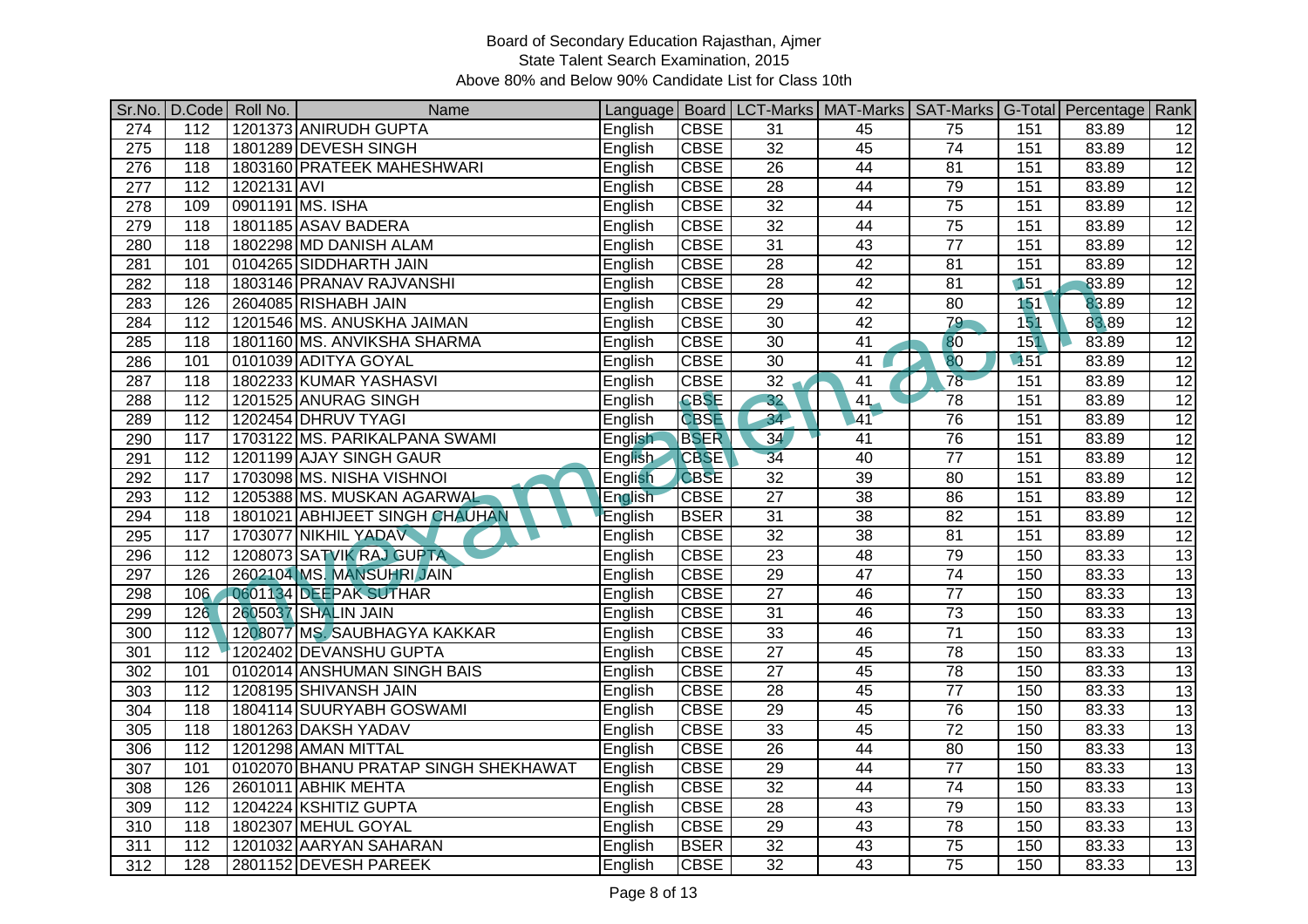# Board of Secondary Education Rajasthan, Ajmer

State Talent Search Examination, 2015

Above 80% and Below 90% Candidate List for Class 10th

| Sr.No. | D.Code | Roll No. | Name | Language | Board | LCT-Marks | MAT-Marks | SAT-Marks | G-Total | Percentage | Rank |
|---|---|---|---|---|---|---|---|---|---|---|---|
| 274 | 112 | 1201373 | ANIRUDH GUPTA | English | CBSE | 31 | 45 | 75 | 151 | 83.89 | 12 |
| 275 | 118 | 1801289 | DEVESH SINGH | English | CBSE | 32 | 45 | 74 | 151 | 83.89 | 12 |
| 276 | 118 | 1803160 | PRATEEK MAHESHWARI | English | CBSE | 26 | 44 | 81 | 151 | 83.89 | 12 |
| 277 | 112 | 1202131 | AVI | English | CBSE | 28 | 44 | 79 | 151 | 83.89 | 12 |
| 278 | 109 | 0901191 | MS. ISHA | English | CBSE | 32 | 44 | 75 | 151 | 83.89 | 12 |
| 279 | 118 | 1801185 | ASAV BADERA | English | CBSE | 32 | 44 | 75 | 151 | 83.89 | 12 |
| 280 | 118 | 1802298 | MD DANISH ALAM | English | CBSE | 31 | 43 | 77 | 151 | 83.89 | 12 |
| 281 | 101 | 0104265 | SIDDHARTH JAIN | English | CBSE | 28 | 42 | 81 | 151 | 83.89 | 12 |
| 282 | 118 | 1803146 | PRANAV RAJVANSHI | English | CBSE | 28 | 42 | 81 | 151 | 83.89 | 12 |
| 283 | 126 | 2604085 | RISHABH JAIN | English | CBSE | 29 | 42 | 80 | 151 | 83.89 | 12 |
| 284 | 112 | 1201546 | MS. ANUSKHA JAIMAN | English | CBSE | 30 | 42 | 79 | 151 | 83.89 | 12 |
| 285 | 118 | 1801160 | MS. ANVIKSHA SHARMA | English | CBSE | 30 | 41 | 80 | 151 | 83.89 | 12 |
| 286 | 101 | 0101039 | ADITYA GOYAL | English | CBSE | 30 | 41 | 80 | 151 | 83.89 | 12 |
| 287 | 118 | 1802233 | KUMAR YASHASVI | English | CBSE | 32 | 41 | 78 | 151 | 83.89 | 12 |
| 288 | 112 | 1201525 | ANURAG SINGH | English | CBSE | 32 | 41 | 78 | 151 | 83.89 | 12 |
| 289 | 112 | 1202454 | DHRUV TYAGI | English | CBSE | 34 | 41 | 76 | 151 | 83.89 | 12 |
| 290 | 117 | 1703122 | MS. PARIKALPANA SWAMI | English | BSER | 34 | 41 | 76 | 151 | 83.89 | 12 |
| 291 | 112 | 1201199 | AJAY SINGH GAUR | English | CBSE | 34 | 40 | 77 | 151 | 83.89 | 12 |
| 292 | 117 | 1703098 | MS. NISHA VISHNOI | English | CBSE | 32 | 39 | 80 | 151 | 83.89 | 12 |
| 293 | 112 | 1205388 | MS. MUSKAN AGARWAL | English | CBSE | 27 | 38 | 86 | 151 | 83.89 | 12 |
| 294 | 118 | 1801021 | ABHIJEET SINGH CHAUHAN | English | BSER | 31 | 38 | 82 | 151 | 83.89 | 12 |
| 295 | 117 | 1703077 | NIKHIL YADAV | English | CBSE | 32 | 38 | 81 | 151 | 83.89 | 12 |
| 296 | 112 | 1208073 | SATVIK RAJ GUPTA | English | CBSE | 23 | 48 | 79 | 150 | 83.33 | 13 |
| 297 | 126 | 2602104 | MS. MANSUHRI JAIN | English | CBSE | 29 | 47 | 74 | 150 | 83.33 | 13 |
| 298 | 106 | 0601134 | DEEPAK SUTHAR | English | CBSE | 27 | 46 | 77 | 150 | 83.33 | 13 |
| 299 | 126 | 2605037 | SHALIN JAIN | English | CBSE | 31 | 46 | 73 | 150 | 83.33 | 13 |
| 300 | 112 | 1208077 | MS. SAUBHAGYA KAKKAR | English | CBSE | 33 | 46 | 71 | 150 | 83.33 | 13 |
| 301 | 112 | 1202402 | DEVANSHU GUPTA | English | CBSE | 27 | 45 | 78 | 150 | 83.33 | 13 |
| 302 | 101 | 0102014 | ANSHUMAN SINGH BAIS | English | CBSE | 27 | 45 | 78 | 150 | 83.33 | 13 |
| 303 | 112 | 1208195 | SHIVANSH JAIN | English | CBSE | 28 | 45 | 77 | 150 | 83.33 | 13 |
| 304 | 118 | 1804114 | SUURYABH GOSWAMI | English | CBSE | 29 | 45 | 76 | 150 | 83.33 | 13 |
| 305 | 118 | 1801263 | DAKSH YADAV | English | CBSE | 33 | 45 | 72 | 150 | 83.33 | 13 |
| 306 | 112 | 1201298 | AMAN MITTAL | English | CBSE | 26 | 44 | 80 | 150 | 83.33 | 13 |
| 307 | 101 | 0102070 | BHANU PRATAP SINGH SHEKHAWAT | English | CBSE | 29 | 44 | 77 | 150 | 83.33 | 13 |
| 308 | 126 | 2601011 | ABHIK MEHTA | English | CBSE | 32 | 44 | 74 | 150 | 83.33 | 13 |
| 309 | 112 | 1204224 | KSHITIZ GUPTA | English | CBSE | 28 | 43 | 79 | 150 | 83.33 | 13 |
| 310 | 118 | 1802307 | MEHUL GOYAL | English | CBSE | 29 | 43 | 78 | 150 | 83.33 | 13 |
| 311 | 112 | 1201032 | AARYAN SAHARAN | English | BSER | 32 | 43 | 75 | 150 | 83.33 | 13 |
| 312 | 128 | 2801152 | DEVESH PAREEK | English | CBSE | 32 | 43 | 75 | 150 | 83.33 | 13 |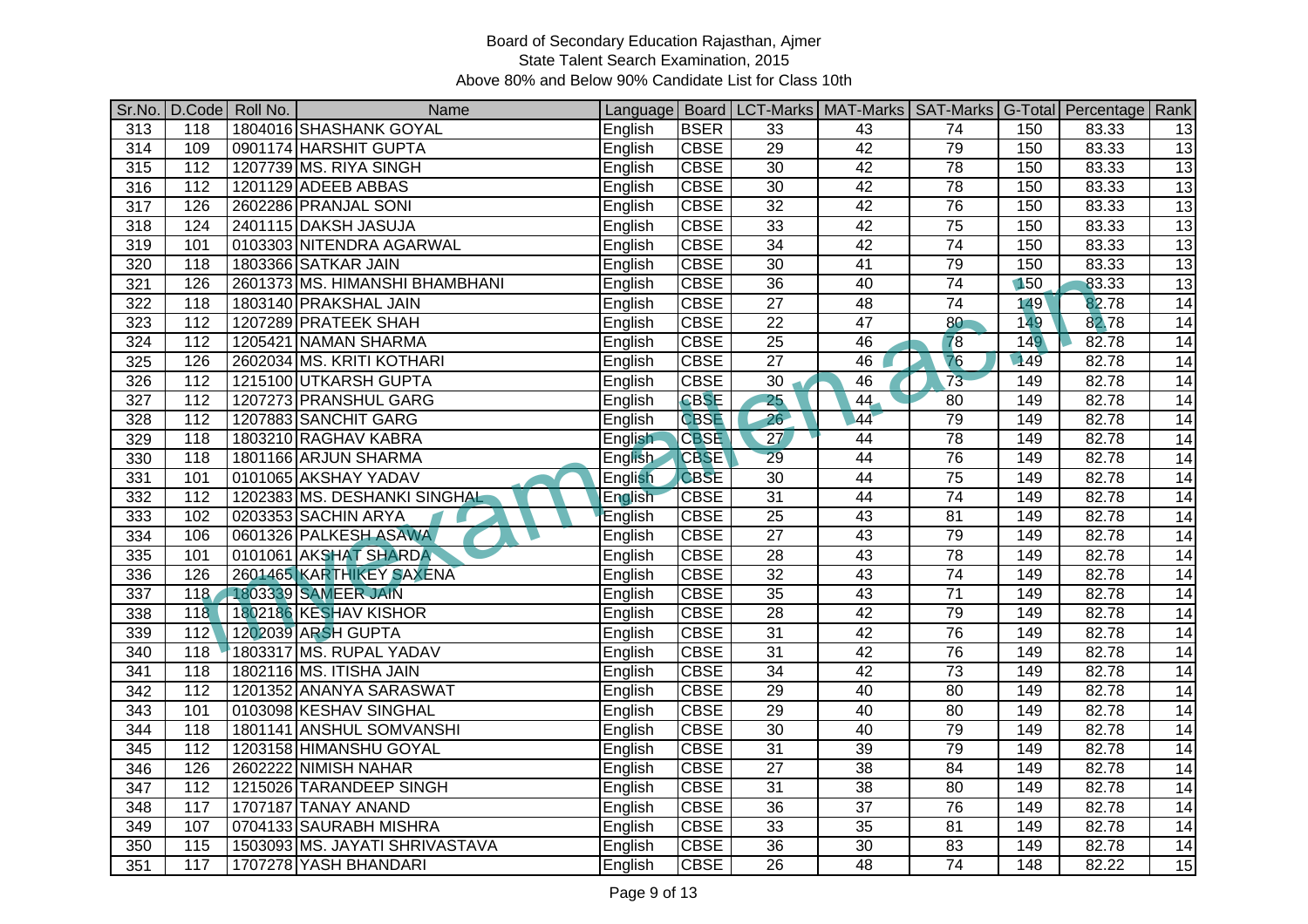Board of Secondary Education Rajasthan, Ajmer
State Talent Search Examination, 2015
Above 80% and Below 90% Candidate List for Class 10th

| Sr.No. | D.Code | Roll No. | Name | Language | Board | LCT-Marks | MAT-Marks | SAT-Marks | G-Total | Percentage | Rank |
|---|---|---|---|---|---|---|---|---|---|---|---|
| 313 | 118 | 1804016 | SHASHANK GOYAL | English | BSER | 33 | 43 | 74 | 150 | 83.33 | 13 |
| 314 | 109 | 0901174 | HARSHIT GUPTA | English | CBSE | 29 | 42 | 79 | 150 | 83.33 | 13 |
| 315 | 112 | 1207739 | MS. RIYA SINGH | English | CBSE | 30 | 42 | 78 | 150 | 83.33 | 13 |
| 316 | 112 | 1201129 | ADEEB ABBAS | English | CBSE | 30 | 42 | 78 | 150 | 83.33 | 13 |
| 317 | 126 | 2602286 | PRANJAL SONI | English | CBSE | 32 | 42 | 76 | 150 | 83.33 | 13 |
| 318 | 124 | 2401115 | DAKSH JASUJA | English | CBSE | 33 | 42 | 75 | 150 | 83.33 | 13 |
| 319 | 101 | 0103303 | NITENDRA AGARWAL | English | CBSE | 34 | 42 | 74 | 150 | 83.33 | 13 |
| 320 | 118 | 1803366 | SATKAR JAIN | English | CBSE | 30 | 41 | 79 | 150 | 83.33 | 13 |
| 321 | 126 | 2601373 | MS. HIMANSHI BHAMBHANI | English | CBSE | 36 | 40 | 74 | 150 | 83.33 | 13 |
| 322 | 118 | 1803140 | PRAKSHAL JAIN | English | CBSE | 27 | 48 | 74 | 149 | 82.78 | 14 |
| 323 | 112 | 1207289 | PRATEEK SHAH | English | CBSE | 22 | 47 | 80 | 149 | 82.78 | 14 |
| 324 | 112 | 1205421 | NAMAN SHARMA | English | CBSE | 25 | 46 | 78 | 149 | 82.78 | 14 |
| 325 | 126 | 2602034 | MS. KRITI KOTHARI | English | CBSE | 27 | 46 | 76 | 149 | 82.78 | 14 |
| 326 | 112 | 1215100 | UTKARSH GUPTA | English | CBSE | 30 | 46 | 73 | 149 | 82.78 | 14 |
| 327 | 112 | 1207273 | PRANSHUL GARG | English | CBSE | 25 | 44 | 80 | 149 | 82.78 | 14 |
| 328 | 112 | 1207883 | SANCHIT GARG | English | CBSE | 26 | 44 | 79 | 149 | 82.78 | 14 |
| 329 | 118 | 1803210 | RAGHAV KABRA | English | CBSE | 27 | 44 | 78 | 149 | 82.78 | 14 |
| 330 | 118 | 1801166 | ARJUN SHARMA | English | CBSE | 29 | 44 | 76 | 149 | 82.78 | 14 |
| 331 | 101 | 0101065 | AKSHAY YADAV | English | CBSE | 30 | 44 | 75 | 149 | 82.78 | 14 |
| 332 | 112 | 1202383 | MS. DESHANKI SINGHAL | English | CBSE | 31 | 44 | 74 | 149 | 82.78 | 14 |
| 333 | 102 | 0203353 | SACHIN ARYA | English | CBSE | 25 | 43 | 81 | 149 | 82.78 | 14 |
| 334 | 106 | 0601326 | PALKESH ASAWA | English | CBSE | 27 | 43 | 79 | 149 | 82.78 | 14 |
| 335 | 101 | 0101061 | AKSHAT SHARDA | English | CBSE | 28 | 43 | 78 | 149 | 82.78 | 14 |
| 336 | 126 | 2601465 | KARTHIKEY SAXENA | English | CBSE | 32 | 43 | 74 | 149 | 82.78 | 14 |
| 337 | 118 | 1803339 | SAMEER JAIN | English | CBSE | 35 | 43 | 71 | 149 | 82.78 | 14 |
| 338 | 118 | 1802186 | KESHAV KISHOR | English | CBSE | 28 | 42 | 79 | 149 | 82.78 | 14 |
| 339 | 112 | 1202039 | ARSH GUPTA | English | CBSE | 31 | 42 | 76 | 149 | 82.78 | 14 |
| 340 | 118 | 1803317 | MS. RUPAL YADAV | English | CBSE | 31 | 42 | 76 | 149 | 82.78 | 14 |
| 341 | 118 | 1802116 | MS. ITISHA JAIN | English | CBSE | 34 | 42 | 73 | 149 | 82.78 | 14 |
| 342 | 112 | 1201352 | ANANYA SARASWAT | English | CBSE | 29 | 40 | 80 | 149 | 82.78 | 14 |
| 343 | 101 | 0103098 | KESHAV SINGHAL | English | CBSE | 29 | 40 | 80 | 149 | 82.78 | 14 |
| 344 | 118 | 1801141 | ANSHUL SOMVANSHI | English | CBSE | 30 | 40 | 79 | 149 | 82.78 | 14 |
| 345 | 112 | 1203158 | HIMANSHU GOYAL | English | CBSE | 31 | 39 | 79 | 149 | 82.78 | 14 |
| 346 | 126 | 2602222 | NIMISH NAHAR | English | CBSE | 27 | 38 | 84 | 149 | 82.78 | 14 |
| 347 | 112 | 1215026 | TARANDEEP SINGH | English | CBSE | 31 | 38 | 80 | 149 | 82.78 | 14 |
| 348 | 117 | 1707187 | TANAY ANAND | English | CBSE | 36 | 37 | 76 | 149 | 82.78 | 14 |
| 349 | 107 | 0704133 | SAURABH MISHRA | English | CBSE | 33 | 35 | 81 | 149 | 82.78 | 14 |
| 350 | 115 | 1503093 | MS. JAYATI SHRIVASTAVA | English | CBSE | 36 | 30 | 83 | 149 | 82.78 | 14 |
| 351 | 117 | 1707278 | YASH BHANDARI | English | CBSE | 26 | 48 | 74 | 148 | 82.22 | 15 |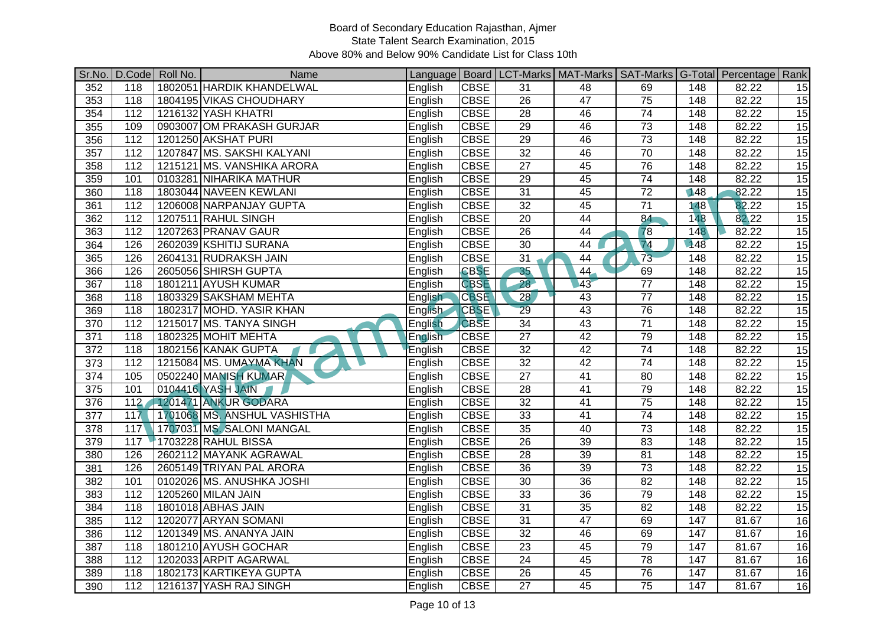# Board of Secondary Education Rajasthan, Ajmer

## State Talent Search Examination, 2015

### Above 80% and Below 90% Candidate List for Class 10th

| Sr.No. | D.Code | Roll No. | Name | Language | Board | LCT-Marks | MAT-Marks | SAT-Marks | G-Total | Percentage | Rank |
|---|---|---|---|---|---|---|---|---|---|---|---|
| 352 | 118 | 1802051 | HARDIK KHANDELWAL | English | CBSE | 31 | 48 | 69 | 148 | 82.22 | 15 |
| 353 | 118 | 1804195 | VIKAS CHOUDHARY | English | CBSE | 26 | 47 | 75 | 148 | 82.22 | 15 |
| 354 | 112 | 1216132 | YASH KHATRI | English | CBSE | 28 | 46 | 74 | 148 | 82.22 | 15 |
| 355 | 109 | 0903007 | OM PRAKASH GURJAR | English | CBSE | 29 | 46 | 73 | 148 | 82.22 | 15 |
| 356 | 112 | 1201250 | AKSHAT PURI | English | CBSE | 29 | 46 | 73 | 148 | 82.22 | 15 |
| 357 | 112 | 1207847 | MS. SAKSHI KALYANI | English | CBSE | 32 | 46 | 70 | 148 | 82.22 | 15 |
| 358 | 112 | 1215121 | MS. VANSHIKA ARORA | English | CBSE | 27 | 45 | 76 | 148 | 82.22 | 15 |
| 359 | 101 | 0103281 | NIHARIKA MATHUR | English | CBSE | 29 | 45 | 74 | 148 | 82.22 | 15 |
| 360 | 118 | 1803044 | NAVEEN KEWLANI | English | CBSE | 31 | 45 | 72 | 148 | 82.22 | 15 |
| 361 | 112 | 1206008 | NARPANJAY GUPTA | English | CBSE | 32 | 45 | 71 | 148 | 82.22 | 15 |
| 362 | 112 | 1207511 | RAHUL SINGH | English | CBSE | 20 | 44 | 84 | 148 | 82.22 | 15 |
| 363 | 112 | 1207263 | PRANAV GAUR | English | CBSE | 26 | 44 | 78 | 148 | 82.22 | 15 |
| 364 | 126 | 2602039 | KSHITIJ SURANA | English | CBSE | 30 | 44 | 74 | 148 | 82.22 | 15 |
| 365 | 126 | 2604131 | RUDRAKSH JAIN | English | CBSE | 31 | 44 | 73 | 148 | 82.22 | 15 |
| 366 | 126 | 2605056 | SHIRSH GUPTA | English | CBSE | 35 | 44 | 69 | 148 | 82.22 | 15 |
| 367 | 118 | 1801211 | AYUSH KUMAR | English | CBSE | 28 | 43 | 77 | 148 | 82.22 | 15 |
| 368 | 118 | 1803329 | SAKSHAM MEHTA | English | CBSE | 28 | 43 | 77 | 148 | 82.22 | 15 |
| 369 | 118 | 1802317 | MOHD. YASIR KHAN | English | CBSE | 29 | 43 | 76 | 148 | 82.22 | 15 |
| 370 | 112 | 1215017 | MS. TANYA SINGH | English | CBSE | 34 | 43 | 71 | 148 | 82.22 | 15 |
| 371 | 118 | 1802325 | MOHIT MEHTA | English | CBSE | 27 | 42 | 79 | 148 | 82.22 | 15 |
| 372 | 118 | 1802156 | KANAK GUPTA | English | CBSE | 32 | 42 | 74 | 148 | 82.22 | 15 |
| 373 | 112 | 1215084 | MS. UMAYMA KHAN | English | CBSE | 32 | 42 | 74 | 148 | 82.22 | 15 |
| 374 | 105 | 0502240 | MANISH KUMAR | English | CBSE | 27 | 41 | 80 | 148 | 82.22 | 15 |
| 375 | 101 | 0104416 | YASH JAIN | English | CBSE | 28 | 41 | 79 | 148 | 82.22 | 15 |
| 376 | 112 | 1201471 | ANKUR GODARA | English | CBSE | 32 | 41 | 75 | 148 | 82.22 | 15 |
| 377 | 117 | 1701068 | MS. ANSHUL VASHISTHA | English | CBSE | 33 | 41 | 74 | 148 | 82.22 | 15 |
| 378 | 117 | 1707031 | MS. SALONI MANGAL | English | CBSE | 35 | 40 | 73 | 148 | 82.22 | 15 |
| 379 | 117 | 1703228 | RAHUL BISSA | English | CBSE | 26 | 39 | 83 | 148 | 82.22 | 15 |
| 380 | 126 | 2602112 | MAYANK AGRAWAL | English | CBSE | 28 | 39 | 81 | 148 | 82.22 | 15 |
| 381 | 126 | 2605149 | TRIYAN PAL ARORA | English | CBSE | 36 | 39 | 73 | 148 | 82.22 | 15 |
| 382 | 101 | 0102026 | MS. ANUSHKA JOSHI | English | CBSE | 30 | 36 | 82 | 148 | 82.22 | 15 |
| 383 | 112 | 1205260 | MILAN JAIN | English | CBSE | 33 | 36 | 79 | 148 | 82.22 | 15 |
| 384 | 118 | 1801018 | ABHAS JAIN | English | CBSE | 31 | 35 | 82 | 148 | 82.22 | 15 |
| 385 | 112 | 1202077 | ARYAN SOMANI | English | CBSE | 31 | 47 | 69 | 147 | 81.67 | 16 |
| 386 | 112 | 1201349 | MS. ANANYA JAIN | English | CBSE | 32 | 46 | 69 | 147 | 81.67 | 16 |
| 387 | 118 | 1801210 | AYUSH GOCHAR | English | CBSE | 23 | 45 | 79 | 147 | 81.67 | 16 |
| 388 | 112 | 1202033 | ARPIT AGARWAL | English | CBSE | 24 | 45 | 78 | 147 | 81.67 | 16 |
| 389 | 118 | 1802173 | KARTIKEYA GUPTA | English | CBSE | 26 | 45 | 76 | 147 | 81.67 | 16 |
| 390 | 112 | 1216137 | YASH RAJ SINGH | English | CBSE | 27 | 45 | 75 | 147 | 81.67 | 16 |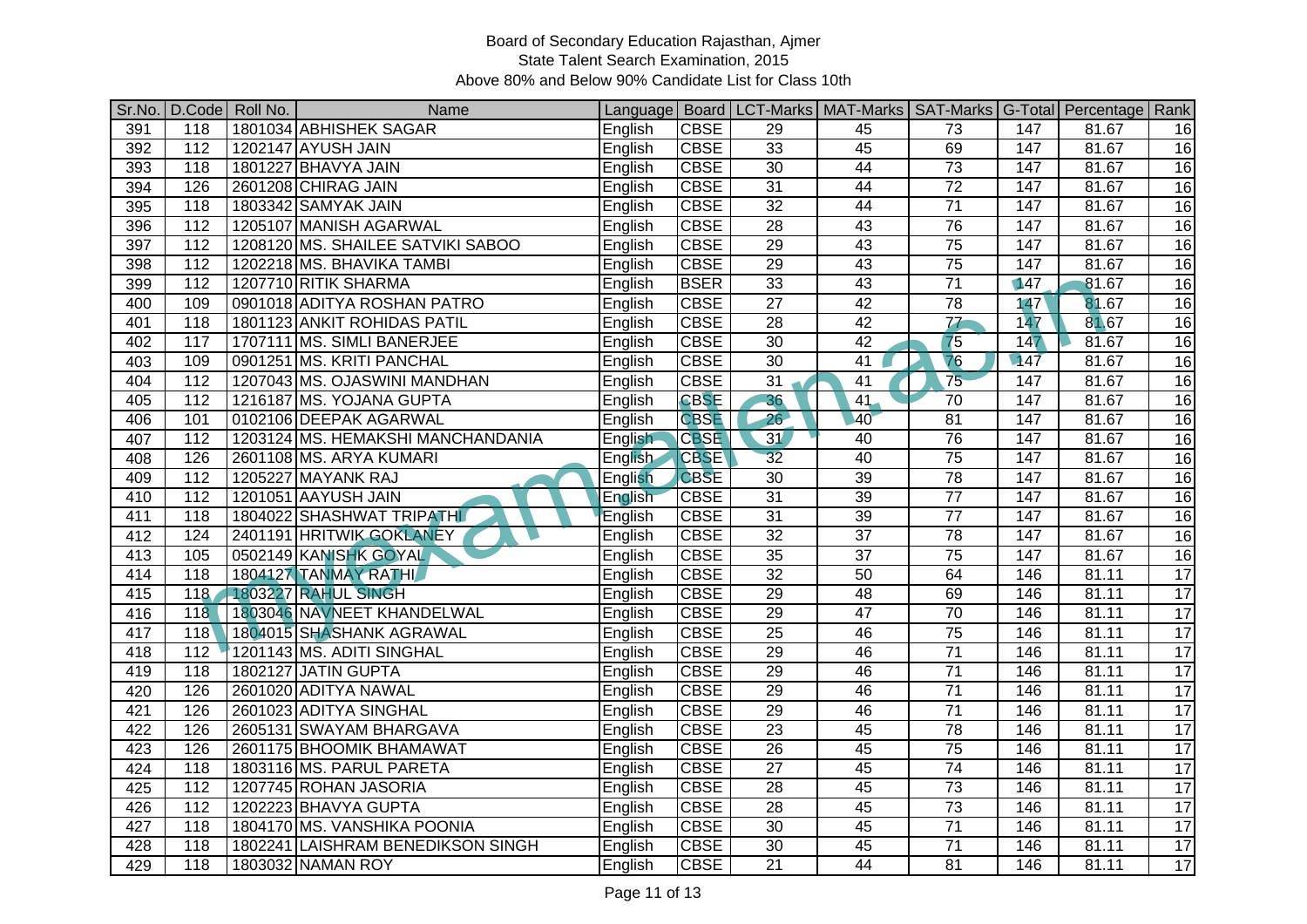# Board of Secondary Education Rajasthan, Ajmer
## State Talent Search Examination, 2015
### Above 80% and Below 90% Candidate List for Class 10th

| Sr.No. | D.Code | Roll No. | Name | Language | Board | LCT-Marks | MAT-Marks | SAT-Marks | G-Total | Percentage | Rank |
|---|---|---|---|---|---|---|---|---|---|---|---|
| 391 | 118 | 1801034 | ABHISHEK SAGAR | English | CBSE | 29 | 45 | 73 | 147 | 81.67 | 16 |
| 392 | 112 | 1202147 | AYUSH JAIN | English | CBSE | 33 | 45 | 69 | 147 | 81.67 | 16 |
| 393 | 118 | 1801227 | BHAVYA JAIN | English | CBSE | 30 | 44 | 73 | 147 | 81.67 | 16 |
| 394 | 126 | 2601208 | CHIRAG JAIN | English | CBSE | 31 | 44 | 72 | 147 | 81.67 | 16 |
| 395 | 118 | 1803342 | SAMYAK JAIN | English | CBSE | 32 | 44 | 71 | 147 | 81.67 | 16 |
| 396 | 112 | 1205107 | MANISH AGARWAL | English | CBSE | 28 | 43 | 76 | 147 | 81.67 | 16 |
| 397 | 112 | 1208120 | MS. SHAILEE SATVIKI SABOO | English | CBSE | 29 | 43 | 75 | 147 | 81.67 | 16 |
| 398 | 112 | 1202218 | MS. BHAVIKA TAMBI | English | CBSE | 29 | 43 | 75 | 147 | 81.67 | 16 |
| 399 | 112 | 1207710 | RITIK SHARMA | English | BSER | 33 | 43 | 71 | 147 | 81.67 | 16 |
| 400 | 109 | 0901018 | ADITYA ROSHAN PATRO | English | CBSE | 27 | 42 | 78 | 147 | 81.67 | 16 |
| 401 | 118 | 1801123 | ANKIT ROHIDAS PATIL | English | CBSE | 28 | 42 | 77 | 147 | 81.67 | 16 |
| 402 | 117 | 1707111 | MS. SIMLI BANERJEE | English | CBSE | 30 | 42 | 75 | 147 | 81.67 | 16 |
| 403 | 109 | 0901251 | MS. KRITI PANCHAL | English | CBSE | 30 | 41 | 76 | 147 | 81.67 | 16 |
| 404 | 112 | 1207043 | MS. OJASWINI MANDHAN | English | CBSE | 31 | 41 | 75 | 147 | 81.67 | 16 |
| 405 | 112 | 1216187 | MS. YOJANA GUPTA | English | CBSE | 36 | 41 | 70 | 147 | 81.67 | 16 |
| 406 | 101 | 0102106 | DEEPAK AGARWAL | English | CBSE | 26 | 40 | 81 | 147 | 81.67 | 16 |
| 407 | 112 | 1203124 | MS. HEMAKSHI MANCHANDANIA | English | CBSE | 31 | 40 | 76 | 147 | 81.67 | 16 |
| 408 | 126 | 2601108 | MS. ARYA KUMARI | English | CBSE | 32 | 40 | 75 | 147 | 81.67 | 16 |
| 409 | 112 | 1205227 | MAYANK RAJ | English | CBSE | 30 | 39 | 78 | 147 | 81.67 | 16 |
| 410 | 112 | 1201051 | AAYUSH JAIN | English | CBSE | 31 | 39 | 77 | 147 | 81.67 | 16 |
| 411 | 118 | 1804022 | SHASHWAT TRIPATHI | English | CBSE | 31 | 39 | 77 | 147 | 81.67 | 16 |
| 412 | 124 | 2401191 | HRITWIK GOKLANEY | English | CBSE | 32 | 37 | 78 | 147 | 81.67 | 16 |
| 413 | 105 | 0502149 | KANISHK GOYAL | English | CBSE | 35 | 37 | 75 | 147 | 81.67 | 16 |
| 414 | 118 | 1804127 | TANMAY RATHI | English | CBSE | 32 | 50 | 64 | 146 | 81.11 | 17 |
| 415 | 118 | 1803227 | RAHUL SINGH | English | CBSE | 29 | 48 | 69 | 146 | 81.11 | 17 |
| 416 | 118 | 1803046 | NAVNEET KHANDELWAL | English | CBSE | 29 | 47 | 70 | 146 | 81.11 | 17 |
| 417 | 118 | 1804015 | SHASHANK AGRAWAL | English | CBSE | 25 | 46 | 75 | 146 | 81.11 | 17 |
| 418 | 112 | 1201143 | MS. ADITI SINGHAL | English | CBSE | 29 | 46 | 71 | 146 | 81.11 | 17 |
| 419 | 118 | 1802127 | JATIN GUPTA | English | CBSE | 29 | 46 | 71 | 146 | 81.11 | 17 |
| 420 | 126 | 2601020 | ADITYA NAWAL | English | CBSE | 29 | 46 | 71 | 146 | 81.11 | 17 |
| 421 | 126 | 2601023 | ADITYA SINGHAL | English | CBSE | 29 | 46 | 71 | 146 | 81.11 | 17 |
| 422 | 126 | 2605131 | SWAYAM BHARGAVA | English | CBSE | 23 | 45 | 78 | 146 | 81.11 | 17 |
| 423 | 126 | 2601175 | BHOOMIK BHAMAWAT | English | CBSE | 26 | 45 | 75 | 146 | 81.11 | 17 |
| 424 | 118 | 1803116 | MS. PARUL PARETA | English | CBSE | 27 | 45 | 74 | 146 | 81.11 | 17 |
| 425 | 112 | 1207745 | ROHAN JASORIA | English | CBSE | 28 | 45 | 73 | 146 | 81.11 | 17 |
| 426 | 112 | 1202223 | BHAVYA GUPTA | English | CBSE | 28 | 45 | 73 | 146 | 81.11 | 17 |
| 427 | 118 | 1804170 | MS. VANSHIKA POONIA | English | CBSE | 30 | 45 | 71 | 146 | 81.11 | 17 |
| 428 | 118 | 1802241 | LAISHRAM BENEDIKSON SINGH | English | CBSE | 30 | 45 | 71 | 146 | 81.11 | 17 |
| 429 | 118 | 1803032 | NAMAN ROY | English | CBSE | 21 | 44 | 81 | 146 | 81.11 | 17 |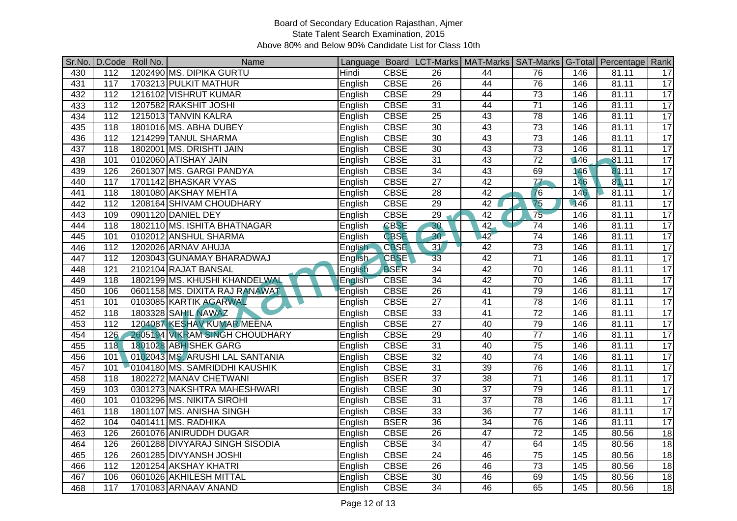Board of Secondary Education Rajasthan, Ajmer
State Talent Search Examination, 2015
Above 80% and Below 90% Candidate List for Class 10th

| Sr.No. | D.Code | Roll No. | Name | Language | Board | LCT-Marks | MAT-Marks | SAT-Marks | G-Total | Percentage | Rank |
|---|---|---|---|---|---|---|---|---|---|---|---|
| 430 | 112 | 1202490 | MS. DIPIKA GURTU | Hindi | CBSE | 26 | 44 | 76 | 146 | 81.11 | 17 |
| 431 | 117 | 1703213 | PULKIT MATHUR | English | CBSE | 26 | 44 | 76 | 146 | 81.11 | 17 |
| 432 | 112 | 1216102 | VISHRUT KUMAR | English | CBSE | 29 | 44 | 73 | 146 | 81.11 | 17 |
| 433 | 112 | 1207582 | RAKSHIT JOSHI | English | CBSE | 31 | 44 | 71 | 146 | 81.11 | 17 |
| 434 | 112 | 1215013 | TANVIN KALRA | English | CBSE | 25 | 43 | 78 | 146 | 81.11 | 17 |
| 435 | 118 | 1801016 | MS. ABHA DUBEY | English | CBSE | 30 | 43 | 73 | 146 | 81.11 | 17 |
| 436 | 112 | 1214299 | TANUL SHARMA | English | CBSE | 30 | 43 | 73 | 146 | 81.11 | 17 |
| 437 | 118 | 1802001 | MS. DRISHTI JAIN | English | CBSE | 30 | 43 | 73 | 146 | 81.11 | 17 |
| 438 | 101 | 0102060 | ATISHAY JAIN | English | CBSE | 31 | 43 | 72 | 146 | 81.11 | 17 |
| 439 | 126 | 2601307 | MS. GARGI PANDYA | English | CBSE | 34 | 43 | 69 | 146 | 81.11 | 17 |
| 440 | 117 | 1701142 | BHASKAR VYAS | English | CBSE | 27 | 42 | 77 | 146 | 81.11 | 17 |
| 441 | 118 | 1801080 | AKSHAY MEHTA | English | CBSE | 28 | 42 | 76 | 146 | 81.11 | 17 |
| 442 | 112 | 1208164 | SHIVAM CHOUDHARY | English | CBSE | 29 | 42 | 75 | 146 | 81.11 | 17 |
| 443 | 109 | 0901120 | DANIEL DEY | English | CBSE | 29 | 42 | 75 | 146 | 81.11 | 17 |
| 444 | 118 | 1802110 | MS. ISHITA BHATNAGAR | English | CBSE | 30 | 42 | 74 | 146 | 81.11 | 17 |
| 445 | 101 | 0102012 | ANSHUL SHARMA | English | CBSE | 30 | 42 | 74 | 146 | 81.11 | 17 |
| 446 | 112 | 1202026 | ARNAV AHUJA | English | CBSE | 31 | 42 | 73 | 146 | 81.11 | 17 |
| 447 | 112 | 1203043 | GUNAMAY BHARADWAJ | English | CBSE | 33 | 42 | 71 | 146 | 81.11 | 17 |
| 448 | 121 | 2102104 | RAJAT BANSAL | English | BSER | 34 | 42 | 70 | 146 | 81.11 | 17 |
| 449 | 118 | 1802199 | MS. KHUSHI KHANDELWAL | English | CBSE | 34 | 42 | 70 | 146 | 81.11 | 17 |
| 450 | 106 | 0601158 | MS. DIXITA RAJ RANAWAT | English | CBSE | 26 | 41 | 79 | 146 | 81.11 | 17 |
| 451 | 101 | 0103085 | KARTIK AGARWAL | English | CBSE | 27 | 41 | 78 | 146 | 81.11 | 17 |
| 452 | 118 | 1803328 | SAHIL NAWAZ | English | CBSE | 33 | 41 | 72 | 146 | 81.11 | 17 |
| 453 | 112 | 1204087 | KESHAV KUMAR MEENA | English | CBSE | 27 | 40 | 79 | 146 | 81.11 | 17 |
| 454 | 126 | 2605194 | VIKRAM SINGH CHOUDHARY | English | CBSE | 29 | 40 | 77 | 146 | 81.11 | 17 |
| 455 | 118 | 1801028 | ABHISHEK GARG | English | CBSE | 31 | 40 | 75 | 146 | 81.11 | 17 |
| 456 | 101 | 0102043 | MS. ARUSHI LAL SANTANIA | English | CBSE | 32 | 40 | 74 | 146 | 81.11 | 17 |
| 457 | 101 | 0104180 | MS. SAMRIDDHI KAUSHIK | English | CBSE | 31 | 39 | 76 | 146 | 81.11 | 17 |
| 458 | 118 | 1802272 | MANAV CHETWANI | English | BSER | 37 | 38 | 71 | 146 | 81.11 | 17 |
| 459 | 103 | 0301273 | NAKSHTRA MAHESHWARI | English | CBSE | 30 | 37 | 79 | 146 | 81.11 | 17 |
| 460 | 101 | 0103296 | MS. NIKITA SIROHI | English | CBSE | 31 | 37 | 78 | 146 | 81.11 | 17 |
| 461 | 118 | 1801107 | MS. ANISHA SINGH | English | CBSE | 33 | 36 | 77 | 146 | 81.11 | 17 |
| 462 | 104 | 0401411 | MS. RADHIKA | English | BSER | 36 | 34 | 76 | 146 | 81.11 | 17 |
| 463 | 126 | 2601076 | ANIRUDDH DUGAR | English | CBSE | 26 | 47 | 72 | 145 | 80.56 | 18 |
| 464 | 126 | 2601288 | DIVYARAJ SINGH SISODIA | English | CBSE | 34 | 47 | 64 | 145 | 80.56 | 18 |
| 465 | 126 | 2601285 | DIVYANSH JOSHI | English | CBSE | 24 | 46 | 75 | 145 | 80.56 | 18 |
| 466 | 112 | 1201254 | AKSHAY KHATRI | English | CBSE | 26 | 46 | 73 | 145 | 80.56 | 18 |
| 467 | 106 | 0601026 | AKHILESH MITTAL | English | CBSE | 30 | 46 | 69 | 145 | 80.56 | 18 |
| 468 | 117 | 1701083 | ARNAAV ANAND | English | CBSE | 34 | 46 | 65 | 145 | 80.56 | 18 |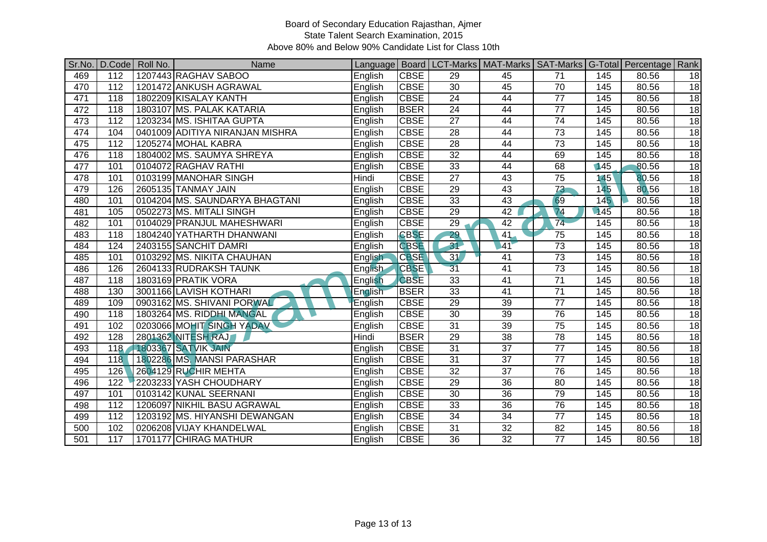Board of Secondary Education Rajasthan, Ajmer
State Talent Search Examination, 2015
Above 80% and Below 90% Candidate List for Class 10th

| Sr.No. | D.Code | Roll No. | Name | Language | Board | LCT-Marks | MAT-Marks | SAT-Marks | G-Total | Percentage | Rank |
|---|---|---|---|---|---|---|---|---|---|---|---|
| 469 | 112 | 1207443 | RAGHAV SABOO | English | CBSE | 29 | 45 | 71 | 145 | 80.56 | 18 |
| 470 | 112 | 1201472 | ANKUSH AGRAWAL | English | CBSE | 30 | 45 | 70 | 145 | 80.56 | 18 |
| 471 | 118 | 1802209 | KISALAY KANTH | English | CBSE | 24 | 44 | 77 | 145 | 80.56 | 18 |
| 472 | 118 | 1803107 | MS. PALAK KATARIA | English | BSER | 24 | 44 | 77 | 145 | 80.56 | 18 |
| 473 | 112 | 1203234 | MS. ISHITAA GUPTA | English | CBSE | 27 | 44 | 74 | 145 | 80.56 | 18 |
| 474 | 104 | 0401009 | ADITIYA NIRANJAN MISHRA | English | CBSE | 28 | 44 | 73 | 145 | 80.56 | 18 |
| 475 | 112 | 1205274 | MOHAL KABRA | English | CBSE | 28 | 44 | 73 | 145 | 80.56 | 18 |
| 476 | 118 | 1804002 | MS. SAUMYA SHREYA | English | CBSE | 32 | 44 | 69 | 145 | 80.56 | 18 |
| 477 | 101 | 0104072 | RAGHAV RATHI | English | CBSE | 33 | 44 | 68 | 145 | 80.56 | 18 |
| 478 | 101 | 0103199 | MANOHAR SINGH | Hindi | CBSE | 27 | 43 | 75 | 145 | 80.56 | 18 |
| 479 | 126 | 2605135 | TANMAY JAIN | English | CBSE | 29 | 43 | 73 | 145 | 80.56 | 18 |
| 480 | 101 | 0104204 | MS. SAUNDARYA BHAGTANI | English | CBSE | 33 | 43 | 69 | 145 | 80.56 | 18 |
| 481 | 105 | 0502273 | MS. MITALI SINGH | English | CBSE | 29 | 42 | 74 | 145 | 80.56 | 18 |
| 482 | 101 | 0104029 | PRANJUL MAHESHWARI | English | CBSE | 29 | 42 | 74 | 145 | 80.56 | 18 |
| 483 | 118 | 1804240 | YATHARTH DHANWANI | English | CBSE | 29 | 41 | 75 | 145 | 80.56 | 18 |
| 484 | 124 | 2403155 | SANCHIT DAMRI | English | CBSE | 31 | 41 | 73 | 145 | 80.56 | 18 |
| 485 | 101 | 0103292 | MS. NIKITA CHAUHAN | English | CBSE | 31 | 41 | 73 | 145 | 80.56 | 18 |
| 486 | 126 | 2604133 | RUDRAKSH TAUNK | English | CBSE | 31 | 41 | 73 | 145 | 80.56 | 18 |
| 487 | 118 | 1803169 | PRATIK VORA | English | CBSE | 33 | 41 | 71 | 145 | 80.56 | 18 |
| 488 | 130 | 3001166 | LAVISH KOTHARI | English | BSER | 33 | 41 | 71 | 145 | 80.56 | 18 |
| 489 | 109 | 0903162 | MS. SHIVANI PORWAL | English | CBSE | 29 | 39 | 77 | 145 | 80.56 | 18 |
| 490 | 118 | 1803264 | MS. RIDDHI MANGAL | English | CBSE | 30 | 39 | 76 | 145 | 80.56 | 18 |
| 491 | 102 | 0203066 | MOHIT SINGH YADAV | English | CBSE | 31 | 39 | 75 | 145 | 80.56 | 18 |
| 492 | 128 | 2801362 | NITESH RAJ | Hindi | BSER | 29 | 38 | 78 | 145 | 80.56 | 18 |
| 493 | 118 | 1803367 | SATVIK JAIN | English | CBSE | 31 | 37 | 77 | 145 | 80.56 | 18 |
| 494 | 118 | 1802286 | MS. MANSI PARASHAR | English | CBSE | 31 | 37 | 77 | 145 | 80.56 | 18 |
| 495 | 126 | 2604129 | RUCHIR MEHTA | English | CBSE | 32 | 37 | 76 | 145 | 80.56 | 18 |
| 496 | 122 | 2203233 | YASH CHOUDHARY | English | CBSE | 29 | 36 | 80 | 145 | 80.56 | 18 |
| 497 | 101 | 0103142 | KUNAL SEERNANI | English | CBSE | 30 | 36 | 79 | 145 | 80.56 | 18 |
| 498 | 112 | 1206097 | NIKHIL BASU AGRAWAL | English | CBSE | 33 | 36 | 76 | 145 | 80.56 | 18 |
| 499 | 112 | 1203192 | MS. HIYANSHI DEWANGAN | English | CBSE | 34 | 34 | 77 | 145 | 80.56 | 18 |
| 500 | 102 | 0206208 | VIJAY KHANDELWAL | English | CBSE | 31 | 32 | 82 | 145 | 80.56 | 18 |
| 501 | 117 | 1701177 | CHIRAG MATHUR | English | CBSE | 36 | 32 | 77 | 145 | 80.56 | 18 |